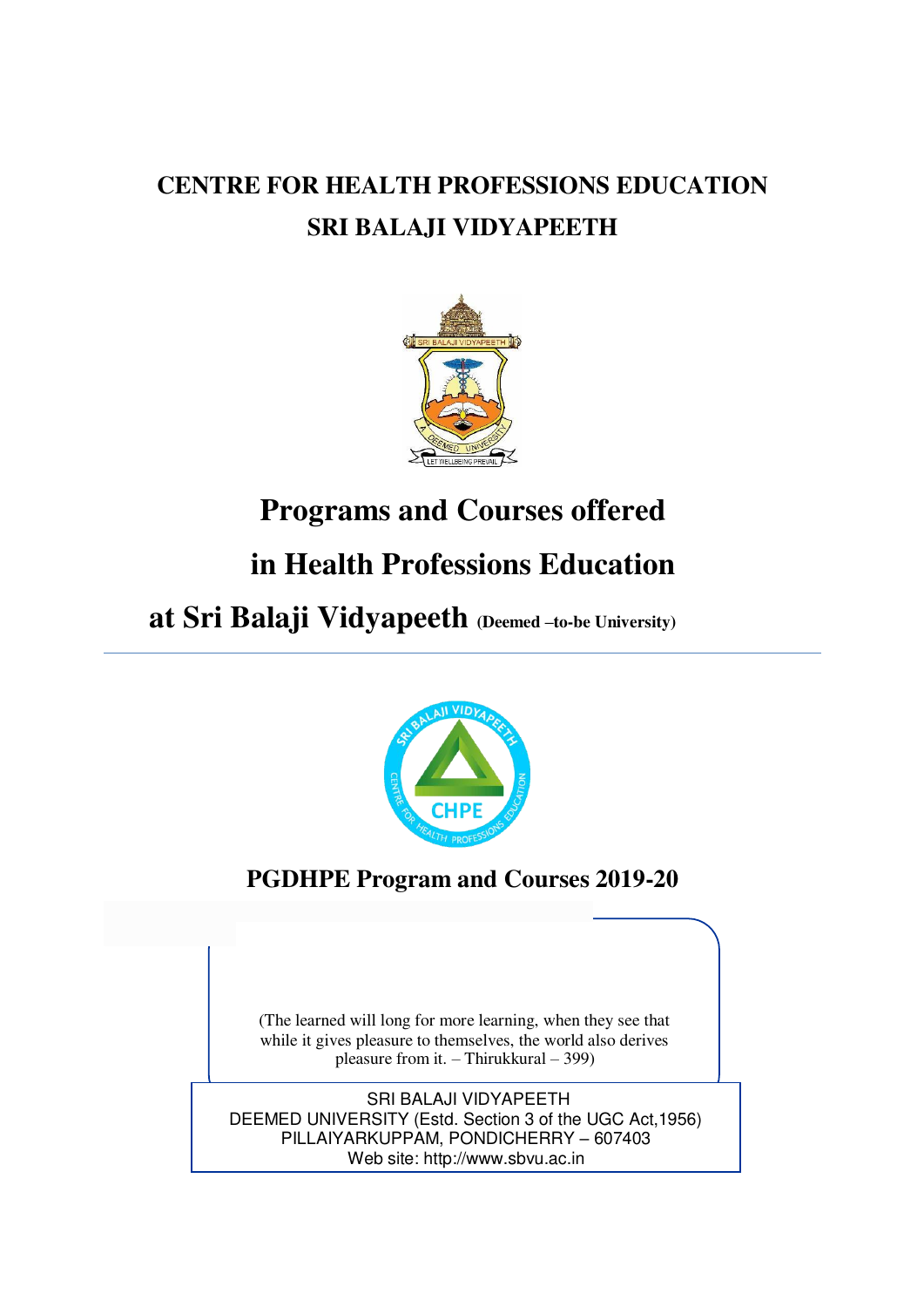# CENTRE FOR HEALTH PROFESSIONS EDUCATION

# SRI BALAJI VIDYAPEETH

# Programs and Courses offered in Health Professions Education at Sri Balaji Vidyapeeth (Deemed –to-be University)

## PGDHPE Program and Courses 2019-20

(The learned will long for more learning, when they see that while it gives pleasure to themselves, the world also derives pleasure from it. – Thirukkural – 399)

SRI BALAJI VIDYAPEETH
DEEMED UNIVERSITY (Estd. Section 3 of the UGC Act,1956)
PILLAIYARKUPPAM, PONDICHERRY – 607403
Web site: http://www.sbvu.ac.in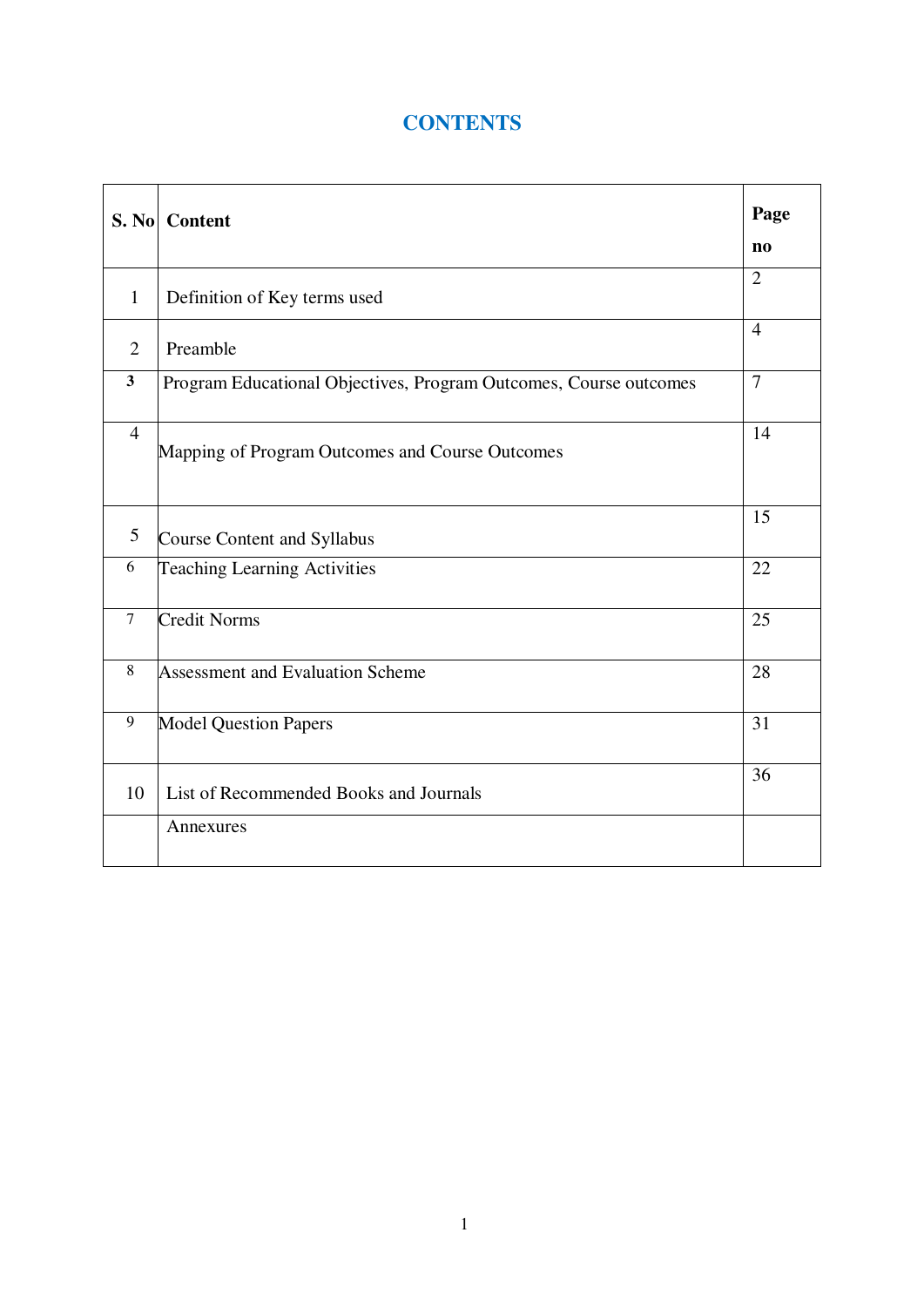# CONTENTS

| S. No | Content | Page no |
|---|---|---|
| 1 | Definition of Key terms used | 2 |
| 2 | Preamble | 4 |
| 3 | Program Educational Objectives, Program Outcomes, Course outcomes | 7 |
| 4 | Mapping of Program Outcomes and Course Outcomes | 14 |
| 5 | Course Content and Syllabus | 15 |
| 6 | Teaching Learning Activities | 22 |
| 7 | Credit Norms | 25 |
| 8 | Assessment and Evaluation Scheme | 28 |
| 9 | Model Question Papers | 31 |
| 10 | List of Recommended Books and Journals | 36 |
| | Annexures | |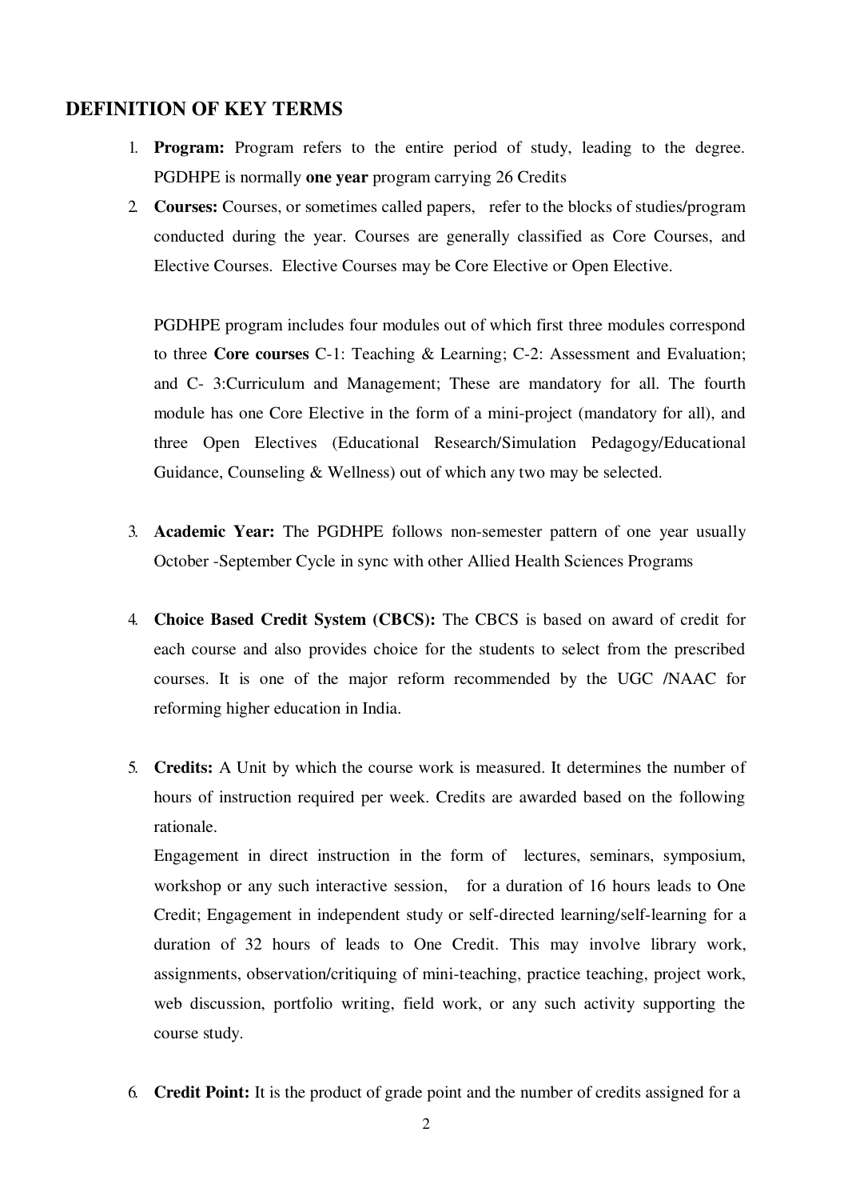## DEFINITION OF KEY TERMS

1. **Program:** Program refers to the entire period of study, leading to the degree. PGDHPE is normally **one year** program carrying 26 Credits

2. **Courses:** Courses, or sometimes called papers, refer to the blocks of studies/program conducted during the year. Courses are generally classified as Core Courses, and Elective Courses. Elective Courses may be Core Elective or Open Elective.

   PGDHPE program includes four modules out of which first three modules correspond to three **Core courses** C-1: Teaching & Learning; C-2: Assessment and Evaluation; and C- 3:Curriculum and Management; These are mandatory for all. The fourth module has one Core Elective in the form of a mini-project (mandatory for all), and three Open Electives (Educational Research/Simulation Pedagogy/Educational Guidance, Counseling & Wellness) out of which any two may be selected.

3. **Academic Year:** The PGDHPE follows non-semester pattern of one year usually October -September Cycle in sync with other Allied Health Sciences Programs

4. **Choice Based Credit System (CBCS):** The CBCS is based on award of credit for each course and also provides choice for the students to select from the prescribed courses. It is one of the major reform recommended by the UGC /NAAC for reforming higher education in India.

5. **Credits:** A Unit by which the course work is measured. It determines the number of hours of instruction required per week. Credits are awarded based on the following rationale.

   Engagement in direct instruction in the form of lectures, seminars, symposium, workshop or any such interactive session, for a duration of 16 hours leads to One Credit; Engagement in independent study or self-directed learning/self-learning for a duration of 32 hours of leads to One Credit. This may involve library work, assignments, observation/critiquing of mini-teaching, practice teaching, project work, web discussion, portfolio writing, field work, or any such activity supporting the course study.

6. **Credit Point:** It is the product of grade point and the number of credits assigned for a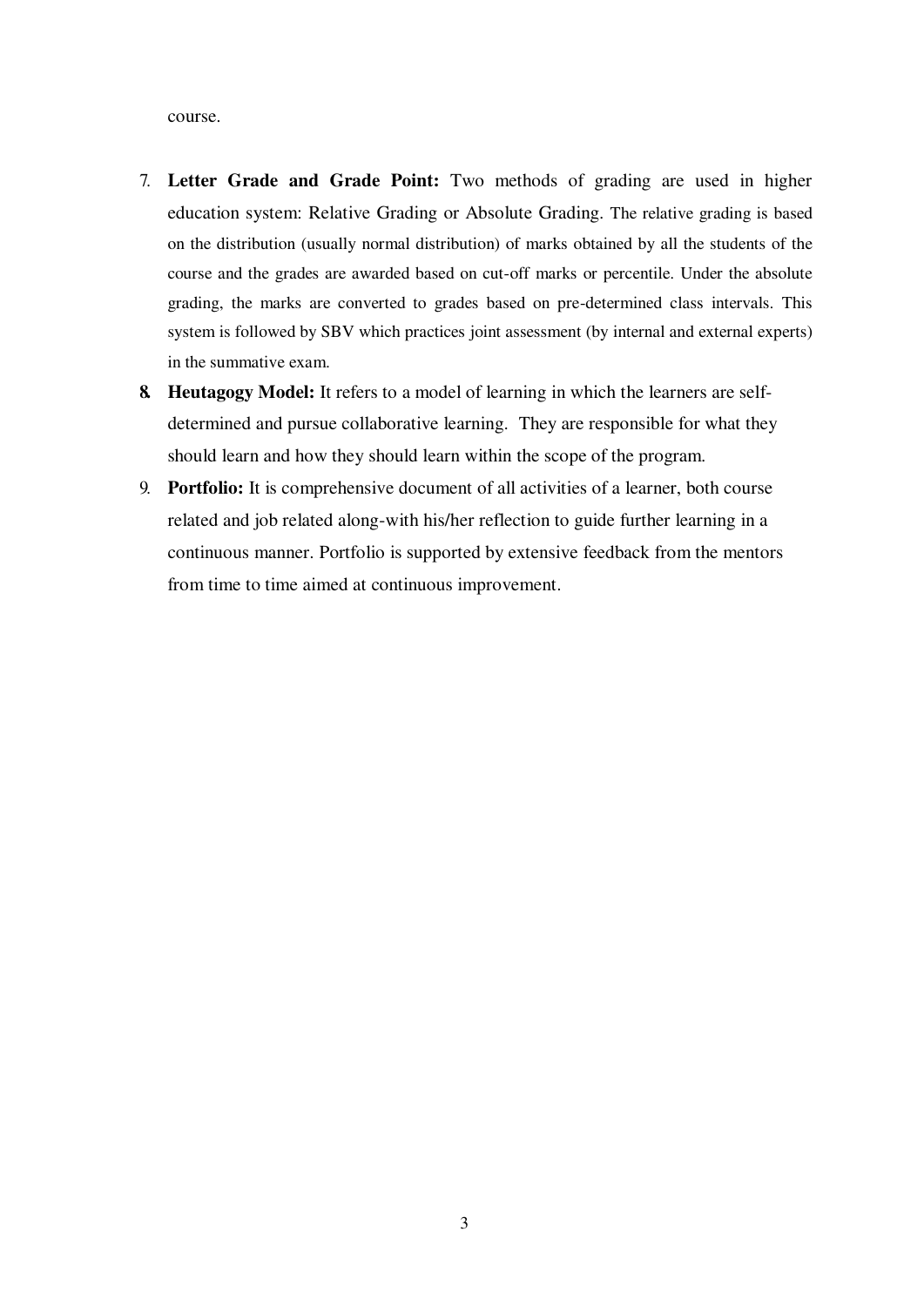course.

7. **Letter Grade and Grade Point:** Two methods of grading are used in higher education system: Relative Grading or Absolute Grading. The relative grading is based on the distribution (usually normal distribution) of marks obtained by all the students of the course and the grades are awarded based on cut-off marks or percentile. Under the absolute grading, the marks are converted to grades based on pre-determined class intervals. This system is followed by SBV which practices joint assessment (by internal and external experts) in the summative exam.
8. **Heutagogy Model:** It refers to a model of learning in which the learners are self-determined and pursue collaborative learning. They are responsible for what they should learn and how they should learn within the scope of the program.
9. **Portfolio:** It is comprehensive document of all activities of a learner, both course related and job related along-with his/her reflection to guide further learning in a continuous manner. Portfolio is supported by extensive feedback from the mentors from time to time aimed at continuous improvement.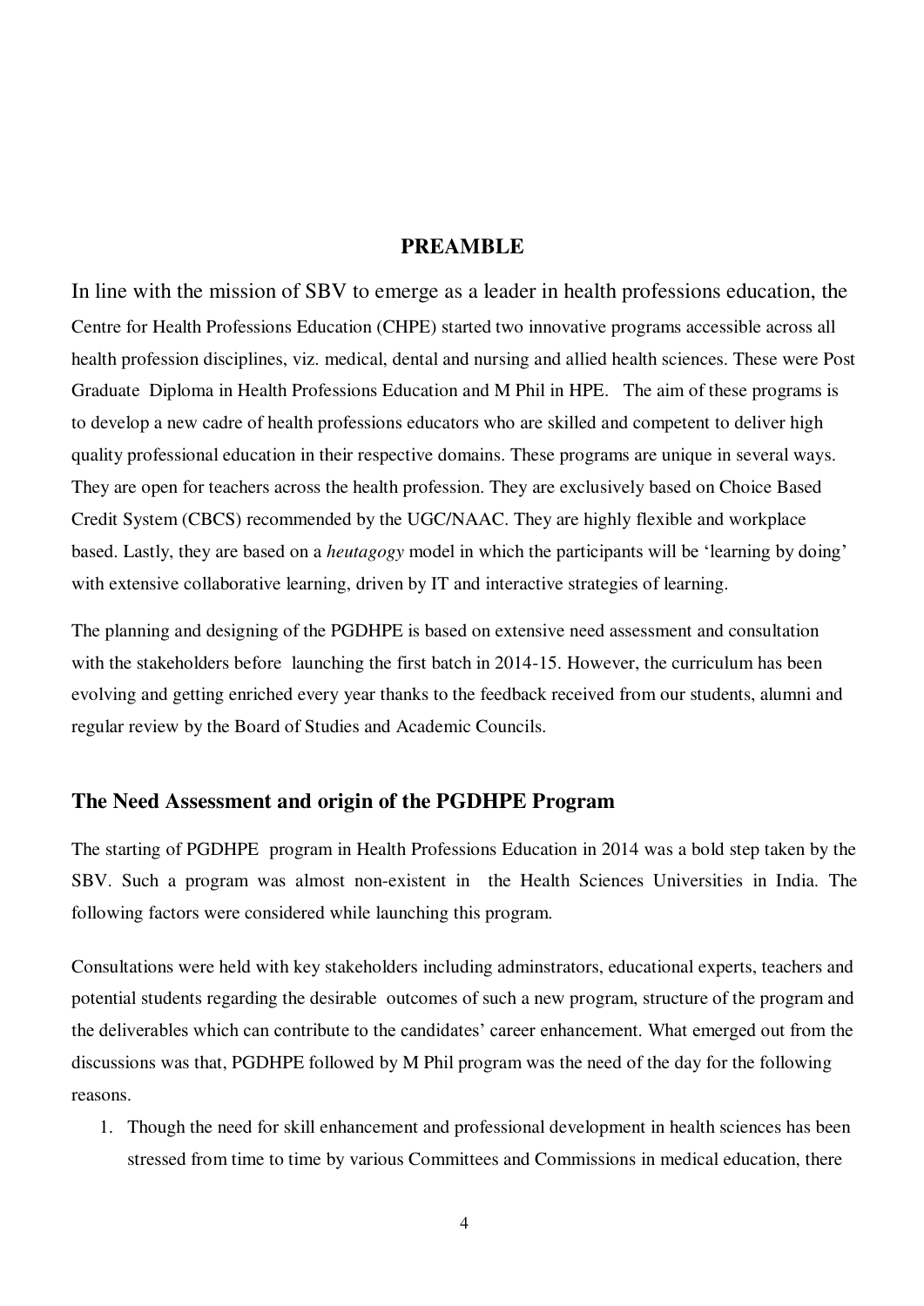## PREAMBLE

In line with the mission of SBV to emerge as a leader in health professions education, the Centre for Health Professions Education (CHPE) started two innovative programs accessible across all health profession disciplines, viz. medical, dental and nursing and allied health sciences. These were Post Graduate Diploma in Health Professions Education and M Phil in HPE. The aim of these programs is to develop a new cadre of health professions educators who are skilled and competent to deliver high quality professional education in their respective domains. These programs are unique in several ways. They are open for teachers across the health profession. They are exclusively based on Choice Based Credit System (CBCS) recommended by the UGC/NAAC. They are highly flexible and workplace based. Lastly, they are based on a *heutagogy* model in which the participants will be 'learning by doing' with extensive collaborative learning, driven by IT and interactive strategies of learning.

The planning and designing of the PGDHPE is based on extensive need assessment and consultation with the stakeholders before launching the first batch in 2014-15. However, the curriculum has been evolving and getting enriched every year thanks to the feedback received from our students, alumni and regular review by the Board of Studies and Academic Councils.

### The Need Assessment and origin of the PGDHPE Program

The starting of PGDHPE program in Health Professions Education in 2014 was a bold step taken by the SBV. Such a program was almost non-existent in the Health Sciences Universities in India. The following factors were considered while launching this program.

Consultations were held with key stakeholders including adminstrators, educational experts, teachers and potential students regarding the desirable outcomes of such a new program, structure of the program and the deliverables which can contribute to the candidates' career enhancement. What emerged out from the discussions was that, PGDHPE followed by M Phil program was the need of the day for the following reasons.

1. Though the need for skill enhancement and professional development in health sciences has been stressed from time to time by various Committees and Commissions in medical education, there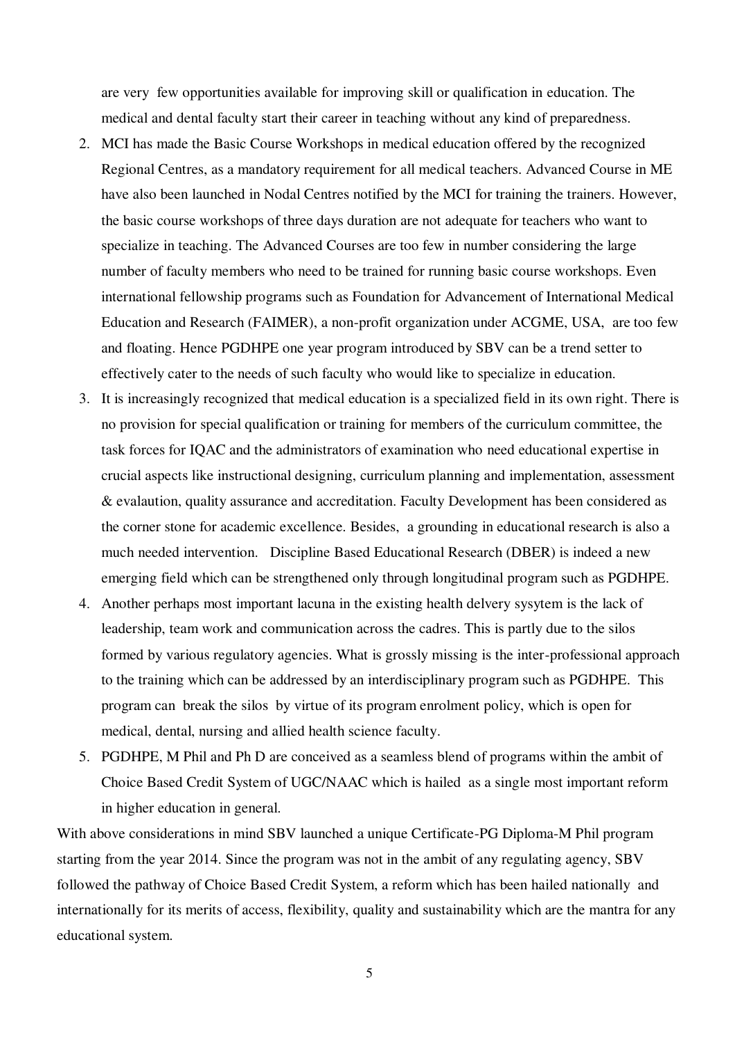are very  few opportunities available for improving skill or qualification in education. The medical and dental faculty start their career in teaching without any kind of preparedness.

2. MCI has made the Basic Course Workshops in medical education offered by the recognized Regional Centres, as a mandatory requirement for all medical teachers. Advanced Course in ME have also been launched in Nodal Centres notified by the MCI for training the trainers. However, the basic course workshops of three days duration are not adequate for teachers who want to specialize in teaching. The Advanced Courses are too few in number considering the large number of faculty members who need to be trained for running basic course workshops. Even international fellowship programs such as Foundation for Advancement of International Medical Education and Research (FAIMER), a non-profit organization under ACGME, USA,  are too few and floating. Hence PGDHPE one year program introduced by SBV can be a trend setter to effectively cater to the needs of such faculty who would like to specialize in education.
3. It is increasingly recognized that medical education is a specialized field in its own right. There is no provision for special qualification or training for members of the curriculum committee, the task forces for IQAC and the administrators of examination who need educational expertise in crucial aspects like instructional designing, curriculum planning and implementation, assessment & evalaution, quality assurance and accreditation. Faculty Development has been considered as the corner stone for academic excellence. Besides,  a grounding in educational research is also a much needed intervention.   Discipline Based Educational Research (DBER) is indeed a new emerging field which can be strengthened only through longitudinal program such as PGDHPE.
4. Another perhaps most important lacuna in the existing health delvery sysytem is the lack of leadership, team work and communication across the cadres. This is partly due to the silos formed by various regulatory agencies. What is grossly missing is the inter-professional approach to the training which can be addressed by an interdisciplinary program such as PGDHPE.  This program can  break the silos  by virtue of its program enrolment policy, which is open for medical, dental, nursing and allied health science faculty.
5. PGDHPE, M Phil and Ph D are conceived as a seamless blend of programs within the ambit of Choice Based Credit System of UGC/NAAC which is hailed  as a single most important reform in higher education in general.

With above considerations in mind SBV launched a unique Certificate-PG Diploma-M Phil program starting from the year 2014. Since the program was not in the ambit of any regulating agency, SBV followed the pathway of Choice Based Credit System, a reform which has been hailed nationally  and internationally for its merits of access, flexibility, quality and sustainability which are the mantra for any educational system.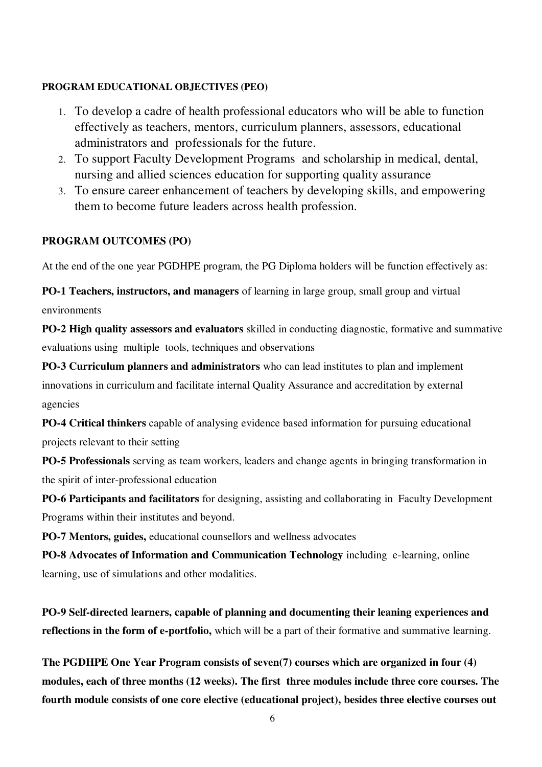**PROGRAM EDUCATIONAL OBJECTIVES (PEO)**

1. To develop a cadre of health professional educators who will be able to function effectively as teachers, mentors, curriculum planners, assessors, educational administrators and professionals for the future.
2. To support Faculty Development Programs and scholarship in medical, dental, nursing and allied sciences education for supporting quality assurance
3. To ensure career enhancement of teachers by developing skills, and empowering them to become future leaders across health profession.

**PROGRAM OUTCOMES (PO)**

At the end of the one year PGDHPE program, the PG Diploma holders will be function effectively as:

**PO-1 Teachers, instructors, and managers** of learning in large group, small group and virtual environments

**PO-2 High quality assessors and evaluators** skilled in conducting diagnostic, formative and summative evaluations using multiple tools, techniques and observations

**PO-3 Curriculum planners and administrators** who can lead institutes to plan and implement innovations in curriculum and facilitate internal Quality Assurance and accreditation by external agencies

**PO-4 Critical thinkers** capable of analysing evidence based information for pursuing educational projects relevant to their setting

**PO-5 Professionals** serving as team workers, leaders and change agents in bringing transformation in the spirit of inter-professional education

**PO-6 Participants and facilitators** for designing, assisting and collaborating in Faculty Development Programs within their institutes and beyond.

**PO-7 Mentors, guides,** educational counsellors and wellness advocates

**PO-8 Advocates of Information and Communication Technology** including e-learning, online learning, use of simulations and other modalities.

**PO-9 Self-directed learners, capable of planning and documenting their leaning experiences and reflections in the form of e-portfolio,** which will be a part of their formative and summative learning.

**The PGDHPE One Year Program consists of seven(7) courses which are organized in four (4) modules, each of three months (12 weeks). The first three modules include three core courses. The fourth module consists of one core elective (educational project), besides three elective courses out**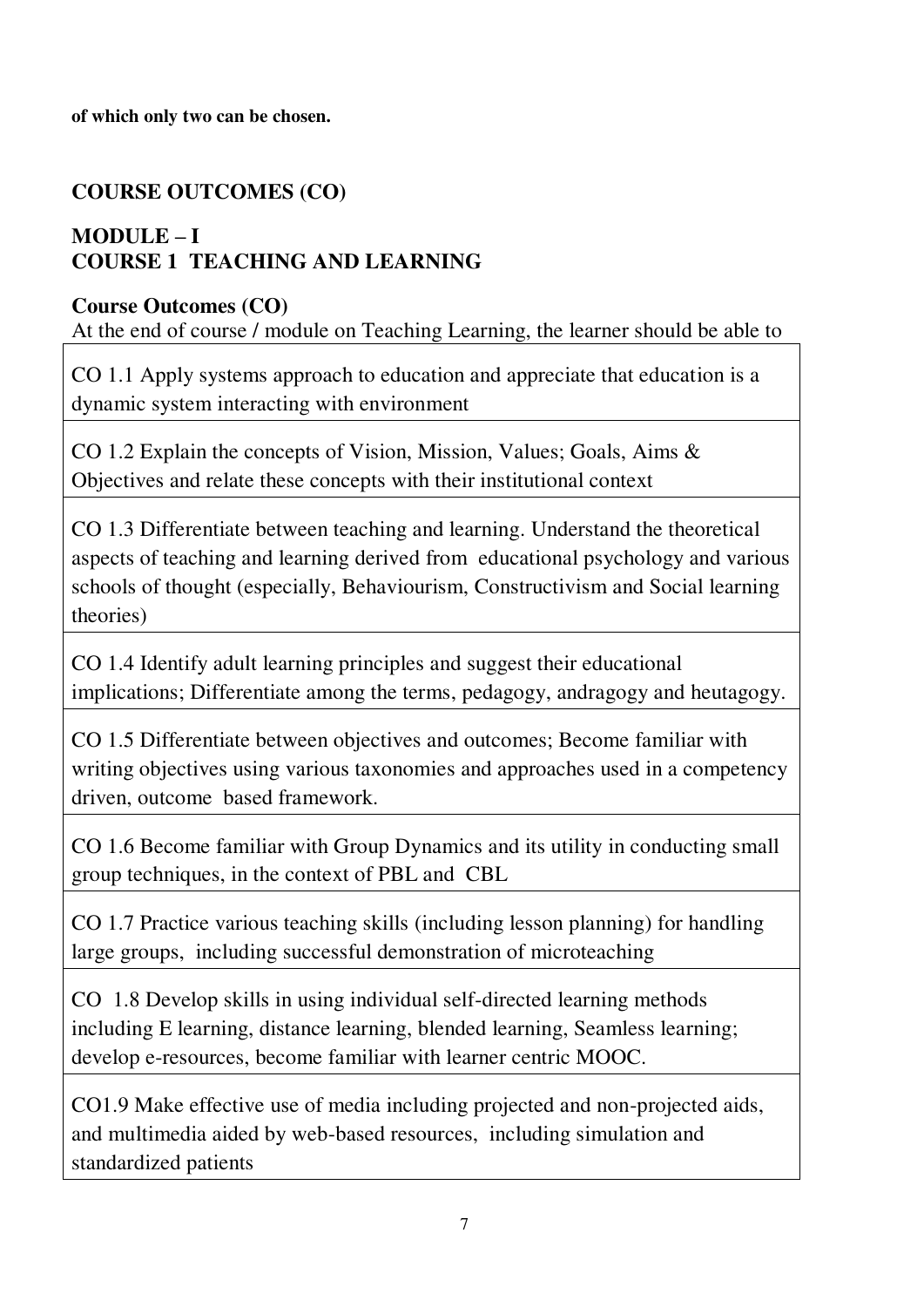**of which only two can be chosen.**

## COURSE OUTCOMES (CO)

## MODULE – I
## COURSE 1 TEACHING AND LEARNING

**Course Outcomes (CO)**

At the end of course / module on Teaching Learning, the learner should be able to

| |
|---|
| CO 1.1 Apply systems approach to education and appreciate that education is a dynamic system interacting with environment |
| CO 1.2 Explain the concepts of Vision, Mission, Values; Goals, Aims & Objectives and relate these concepts with their institutional context |
| CO 1.3 Differentiate between teaching and learning. Understand the theoretical aspects of teaching and learning derived from educational psychology and various schools of thought (especially, Behaviourism, Constructivism and Social learning theories) |
| CO 1.4 Identify adult learning principles and suggest their educational implications; Differentiate among the terms, pedagogy, andragogy and heutagogy. |
| CO 1.5 Differentiate between objectives and outcomes; Become familiar with writing objectives using various taxonomies and approaches used in a competency driven, outcome based framework. |
| CO 1.6 Become familiar with Group Dynamics and its utility in conducting small group techniques, in the context of PBL and CBL |
| CO 1.7 Practice various teaching skills (including lesson planning) for handling large groups, including successful demonstration of microteaching |
| CO 1.8 Develop skills in using individual self-directed learning methods including E learning, distance learning, blended learning, Seamless learning; develop e-resources, become familiar with learner centric MOOC. |
| CO1.9 Make effective use of media including projected and non-projected aids, and multimedia aided by web-based resources, including simulation and standardized patients |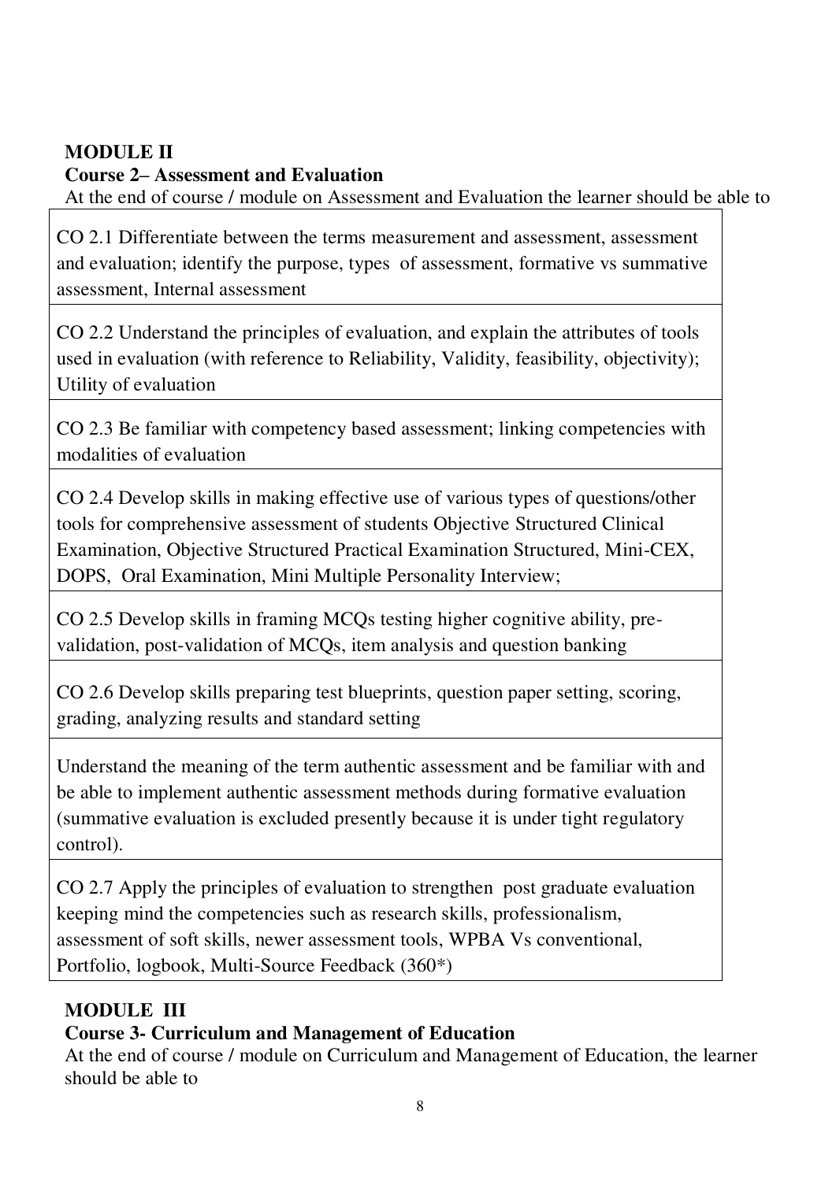## MODULE II

### Course 2– Assessment and Evaluation

At the end of course / module on Assessment and Evaluation the learner should be able to

| |
|---|
| CO 2.1 Differentiate between the terms measurement and assessment, assessment and evaluation; identify the purpose, types of assessment, formative vs summative assessment, Internal assessment |
| CO 2.2 Understand the principles of evaluation, and explain the attributes of tools used in evaluation (with reference to Reliability, Validity, feasibility, objectivity); Utility of evaluation |
| CO 2.3 Be familiar with competency based assessment; linking competencies with modalities of evaluation |
| CO 2.4 Develop skills in making effective use of various types of questions/other tools for comprehensive assessment of students Objective Structured Clinical Examination, Objective Structured Practical Examination Structured, Mini-CEX, DOPS, Oral Examination, Mini Multiple Personality Interview; |
| CO 2.5 Develop skills in framing MCQs testing higher cognitive ability, pre-validation, post-validation of MCQs, item analysis and question banking |
| CO 2.6 Develop skills preparing test blueprints, question paper setting, scoring, grading, analyzing results and standard setting |
| Understand the meaning of the term authentic assessment and be familiar with and be able to implement authentic assessment methods during formative evaluation (summative evaluation is excluded presently because it is under tight regulatory control). |
| CO 2.7 Apply the principles of evaluation to strengthen post graduate evaluation keeping mind the competencies such as research skills, professionalism, assessment of soft skills, newer assessment tools, WPBA Vs conventional, Portfolio, logbook, Multi-Source Feedback (360*) |

## MODULE III

### Course 3- Curriculum and Management of Education

At the end of course / module on Curriculum and Management of Education, the learner should be able to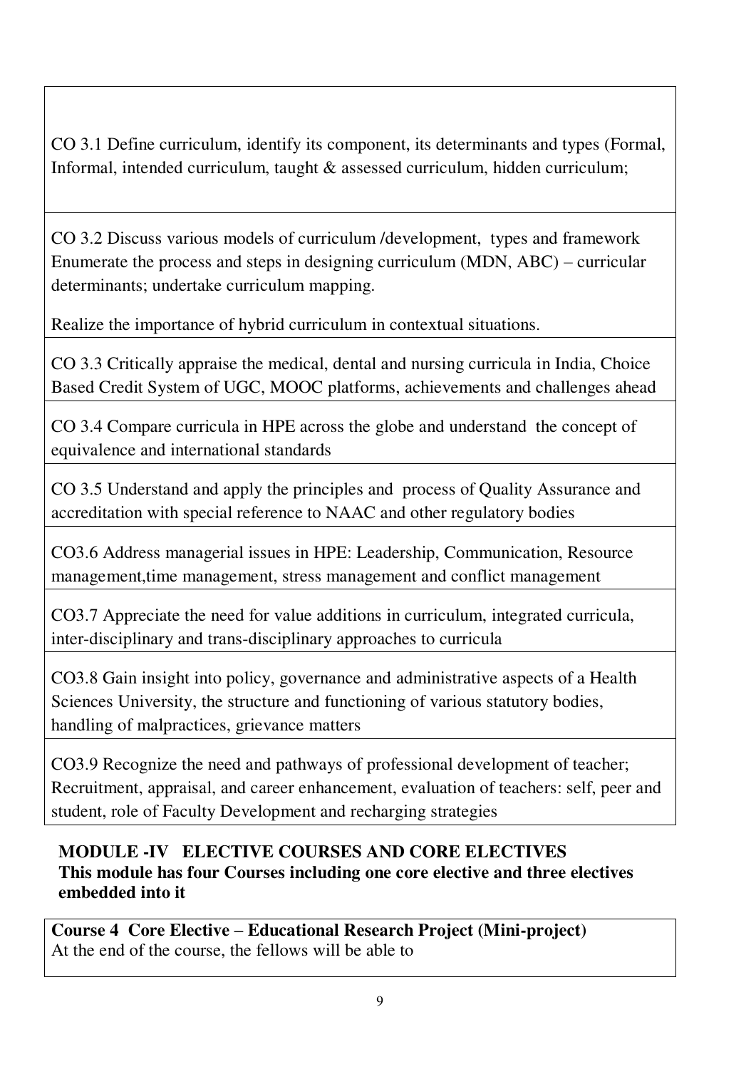| CO 3.1 Define curriculum, identify its component, its determinants and types (Formal, Informal, intended curriculum, taught & assessed curriculum, hidden curriculum; |
|---|
| CO 3.2 Discuss various models of curriculum /development, types and framework Enumerate the process and steps in designing curriculum (MDN, ABC) – curricular determinants; undertake curriculum mapping. <br><br> Realize the importance of hybrid curriculum in contextual situations. |
| CO 3.3 Critically appraise the medical, dental and nursing curricula in India, Choice Based Credit System of UGC, MOOC platforms, achievements and challenges ahead |
| CO 3.4 Compare curricula in HPE across the globe and understand the concept of equivalence and international standards |
| CO 3.5 Understand and apply the principles and process of Quality Assurance and accreditation with special reference to NAAC and other regulatory bodies |
| CO3.6 Address managerial issues in HPE: Leadership, Communication, Resource management,time management, stress management and conflict management |
| CO3.7 Appreciate the need for value additions in curriculum, integrated curricula, inter-disciplinary and trans-disciplinary approaches to curricula |
| CO3.8 Gain insight into policy, governance and administrative aspects of a Health Sciences University, the structure and functioning of various statutory bodies, handling of malpractices, grievance matters |
| CO3.9 Recognize the need and pathways of professional development of teacher; Recruitment, appraisal, and career enhancement, evaluation of teachers: self, peer and student, role of Faculty Development and recharging strategies |

## MODULE -IV ELECTIVE COURSES AND CORE ELECTIVES

**This module has four Courses including one core elective and three electives embedded into it**

| **Course 4 Core Elective – Educational Research Project (Mini-project)** <br> At the end of the course, the fellows will be able to |
|---|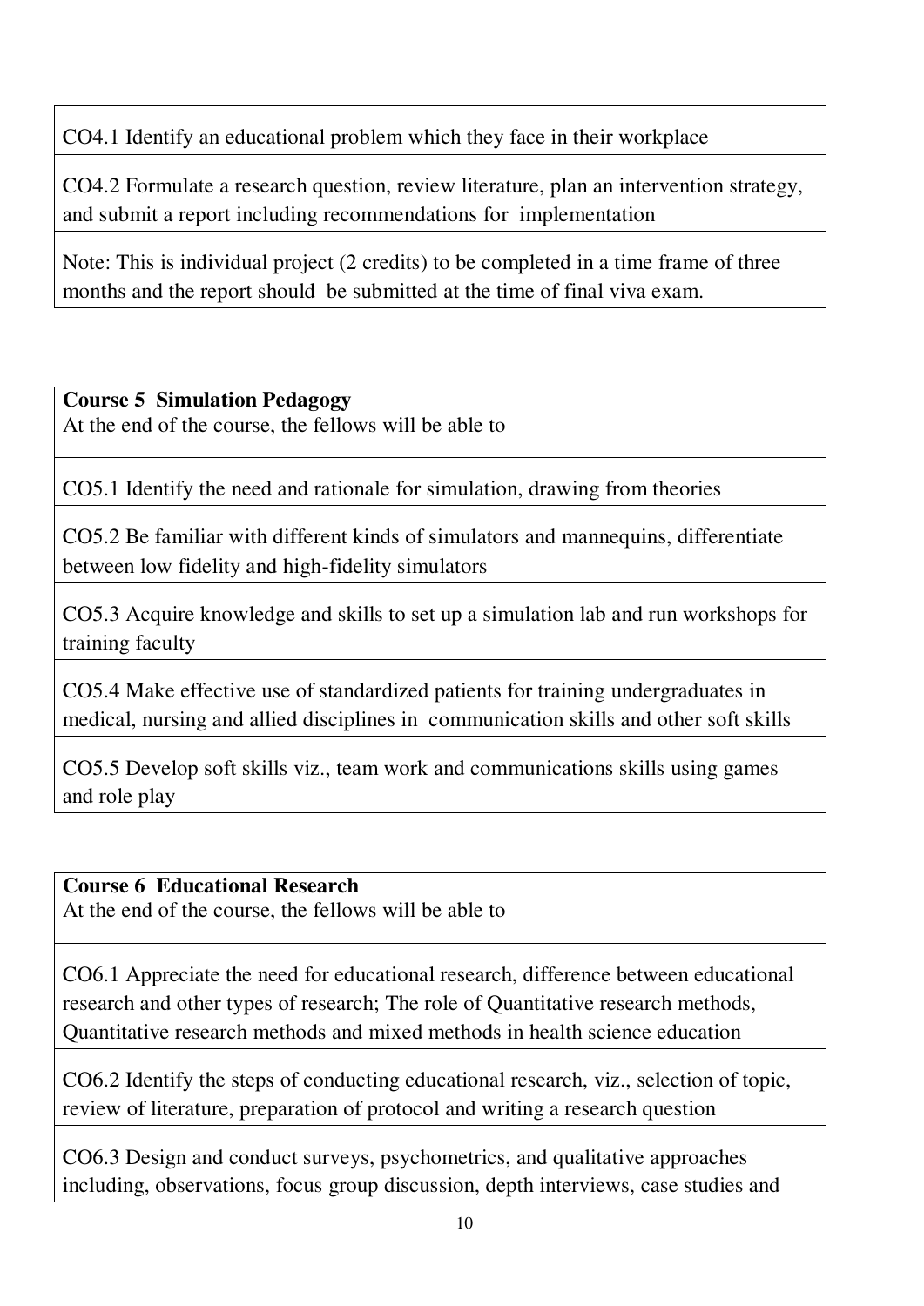| CO4.1 Identify an educational problem which they face in their workplace |
| --- |
| CO4.2 Formulate a research question, review literature, plan an intervention strategy, and submit a report including recommendations for implementation |
| Note: This is individual project (2 credits) to be completed in a time frame of three months and the report should be submitted at the time of final viva exam. |

| **Course 5 Simulation Pedagogy**<br>At the end of the course, the fellows will be able to |
| --- |
| CO5.1 Identify the need and rationale for simulation, drawing from theories |
| CO5.2 Be familiar with different kinds of simulators and mannequins, differentiate between low fidelity and high-fidelity simulators |
| CO5.3 Acquire knowledge and skills to set up a simulation lab and run workshops for training faculty |
| CO5.4 Make effective use of standardized patients for training undergraduates in medical, nursing and allied disciplines in communication skills and other soft skills |
| CO5.5 Develop soft skills viz., team work and communications skills using games and role play |

| **Course 6 Educational Research**<br>At the end of the course, the fellows will be able to |
| --- |
| CO6.1 Appreciate the need for educational research, difference between educational research and other types of research; The role of Quantitative research methods, Quantitative research methods and mixed methods in health science education |
| CO6.2 Identify the steps of conducting educational research, viz., selection of topic, review of literature, preparation of protocol and writing a research question |
| CO6.3 Design and conduct surveys, psychometrics, and qualitative approaches including, observations, focus group discussion, depth interviews, case studies and |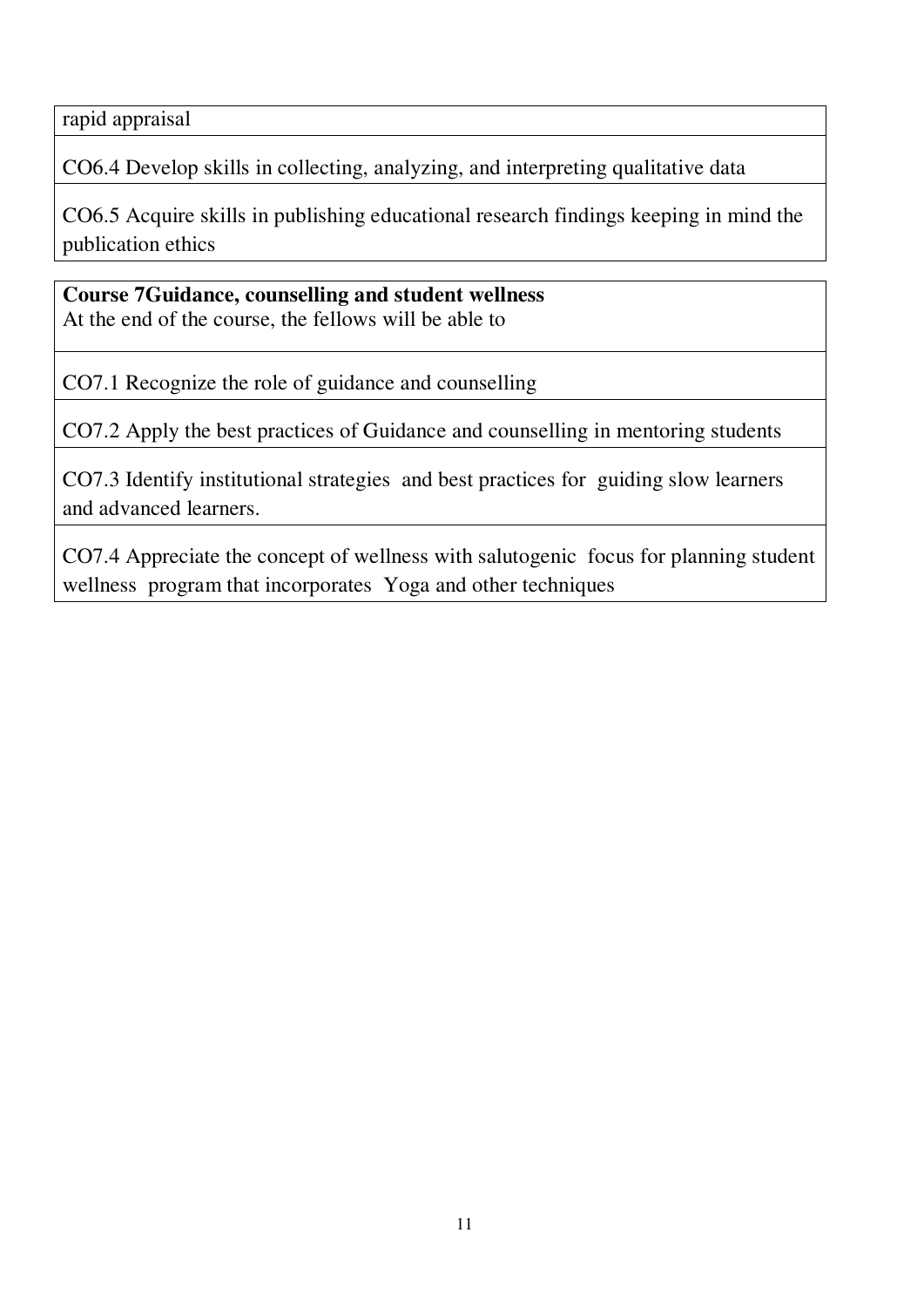| rapid appraisal |
|---|
| CO6.4 Develop skills in collecting, analyzing, and interpreting qualitative data |
| CO6.5 Acquire skills in publishing educational research findings keeping in mind the publication ethics |

| **Course 7Guidance, counselling and student wellness** At the end of the course, the fellows will be able to |
|---|
| CO7.1 Recognize the role of guidance and counselling |
| CO7.2 Apply the best practices of Guidance and counselling in mentoring students |
| CO7.3 Identify institutional strategies and best practices for guiding slow learners and advanced learners. |
| CO7.4 Appreciate the concept of wellness with salutogenic focus for planning student wellness program that incorporates Yoga and other techniques |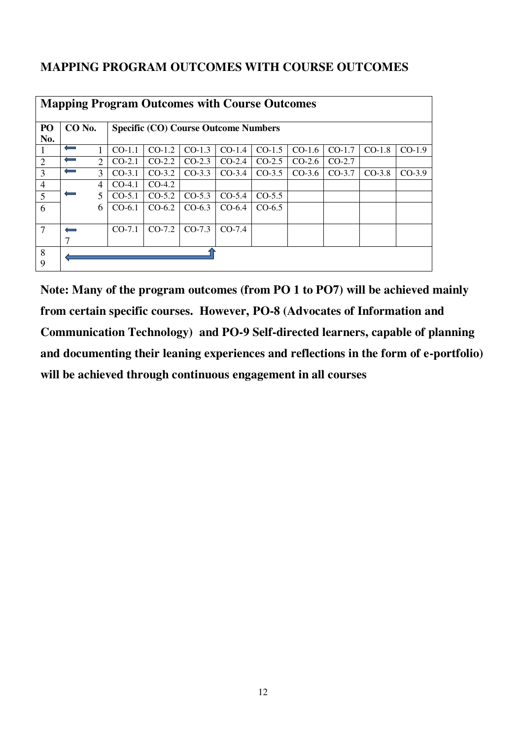## MAPPING PROGRAM OUTCOMES WITH COURSE OUTCOMES

| Mapping Program Outcomes with Course Outcomes | | | | | | | | | | |
|---|---|---|---|---|---|---|---|---|---|---|
| **PO No.** | **CO No.** | **Specific (CO) Course Outcome Numbers** | | | | | | | | |
| 1 | ⟵ 1 | CO-1.1 | CO-1.2 | CO-1.3 | CO-1.4 | CO-1.5 | CO-1.6 | CO-1.7 | CO-1.8 | CO-1.9 |
| 2 | ⟵ 2 | CO-2.1 | CO-2.2 | CO-2.3 | CO-2.4 | CO-2.5 | CO-2.6 | CO-2.7 | | |
| 3 | ⟵ 3 | CO-3.1 | CO-3.2 | CO-3.3 | CO-3.4 | CO-3.5 | CO-3.6 | CO-3.7 | CO-3.8 | CO-3.9 |
| 4 | 4 | CO-4.1 | CO-4.2 | | | | | | | |
| 5 | ⟵ 5 | CO-5.1 | CO-5.2 | CO-5.3 | CO-5.4 | CO-5.5 | | | | |
| 6 | 6 | CO-6.1 | CO-6.2 | CO-6.3 | CO-6.4 | CO-6.5 | | | | |
| 7 | ⟵ 7 | CO-7.1 | CO-7.2 | CO-7.3 | CO-7.4 | | | | | |
| 8<br>9 | ⟵ | | | | | | | | | |

**Note: Many of the program outcomes (from PO 1 to PO7) will be achieved mainly from certain specific courses. However, PO-8 (Advocates of Information and Communication Technology) and PO-9 Self-directed learners, capable of planning and documenting their leaning experiences and reflections in the form of e-portfolio) will be achieved through continuous engagement in all courses**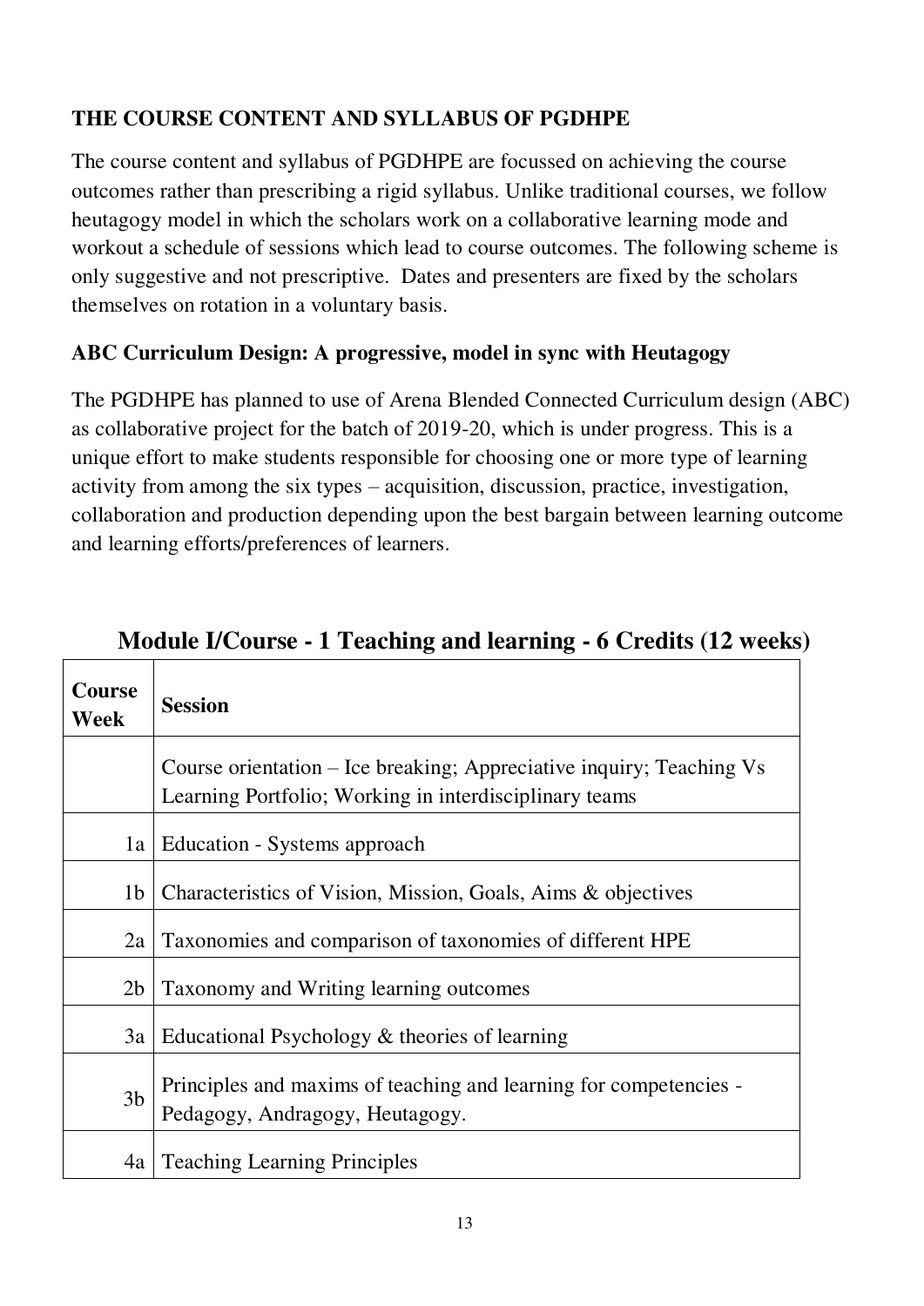## THE COURSE CONTENT AND SYLLABUS OF PGDHPE

The course content and syllabus of PGDHPE are focussed on achieving the course outcomes rather than prescribing a rigid syllabus. Unlike traditional courses, we follow heutagogy model in which the scholars work on a collaborative learning mode and workout a schedule of sessions which lead to course outcomes. The following scheme is only suggestive and not prescriptive. Dates and presenters are fixed by the scholars themselves on rotation in a voluntary basis.

### ABC Curriculum Design: A progressive, model in sync with Heutagogy

The PGDHPE has planned to use of Arena Blended Connected Curriculum design (ABC) as collaborative project for the batch of 2019-20, which is under progress. This is a unique effort to make students responsible for choosing one or more type of learning activity from among the six types – acquisition, discussion, practice, investigation, collaboration and production depending upon the best bargain between learning outcome and learning efforts/preferences of learners.

## Module I/Course - 1 Teaching and learning - 6 Credits (12 weeks)

| Course Week | Session |
|---|---|
| | Course orientation – Ice breaking; Appreciative inquiry; Teaching Vs Learning Portfolio; Working in interdisciplinary teams |
| 1a | Education - Systems approach |
| 1b | Characteristics of Vision, Mission, Goals, Aims & objectives |
| 2a | Taxonomies and comparison of taxonomies of different HPE |
| 2b | Taxonomy and Writing learning outcomes |
| 3a | Educational Psychology & theories of learning |
| 3b | Principles and maxims of teaching and learning for competencies - Pedagogy, Andragogy, Heutagogy. |
| 4a | Teaching Learning Principles |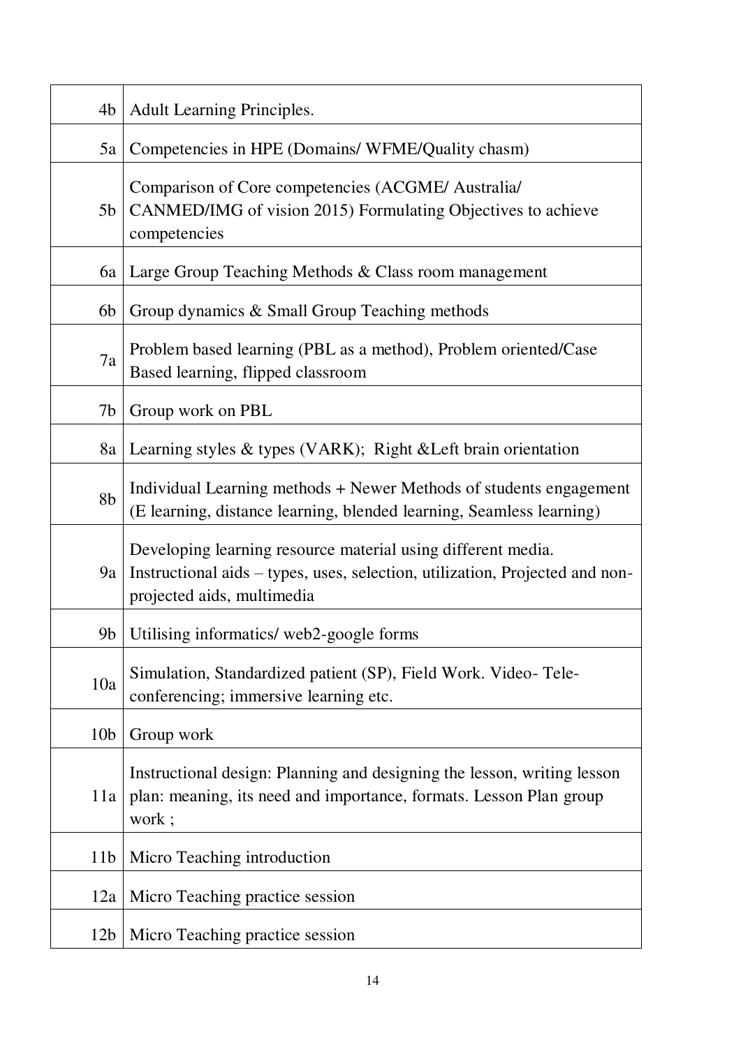| | |
|---|---|
| 4b | Adult Learning Principles. |
| 5a | Competencies in HPE (Domains/ WFME/Quality chasm) |
| 5b | Comparison of Core competencies (ACGME/ Australia/ CANMED/IMG of vision 2015) Formulating Objectives to achieve competencies |
| 6a | Large Group Teaching Methods & Class room management |
| 6b | Group dynamics & Small Group Teaching methods |
| 7a | Problem based learning (PBL as a method), Problem oriented/Case Based learning, flipped classroom |
| 7b | Group work on PBL |
| 8a | Learning styles & types (VARK); Right &Left brain orientation |
| 8b | Individual Learning methods + Newer Methods of students engagement (E learning, distance learning, blended learning, Seamless learning) |
| 9a | Developing learning resource material using different media. Instructional aids – types, uses, selection, utilization, Projected and non-projected aids, multimedia |
| 9b | Utilising informatics/ web2-google forms |
| 10a | Simulation, Standardized patient (SP), Field Work. Video- Tele-conferencing; immersive learning etc. |
| 10b | Group work |
| 11a | Instructional design: Planning and designing the lesson, writing lesson plan: meaning, its need and importance, formats. Lesson Plan group work ; |
| 11b | Micro Teaching introduction |
| 12a | Micro Teaching practice session |
| 12b | Micro Teaching practice session |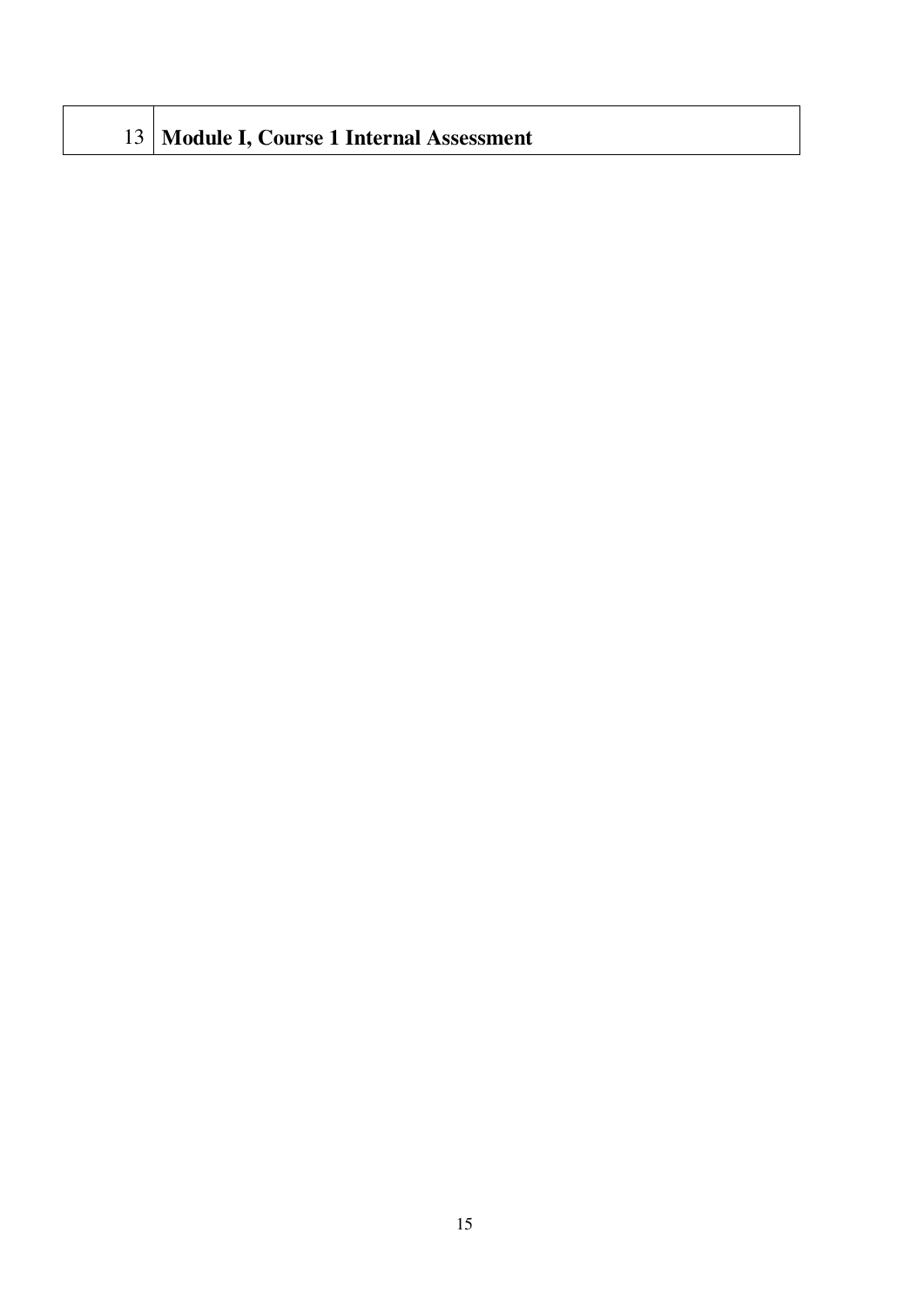| 13 | **Module I, Course 1 Internal Assessment** |
| --- | --- |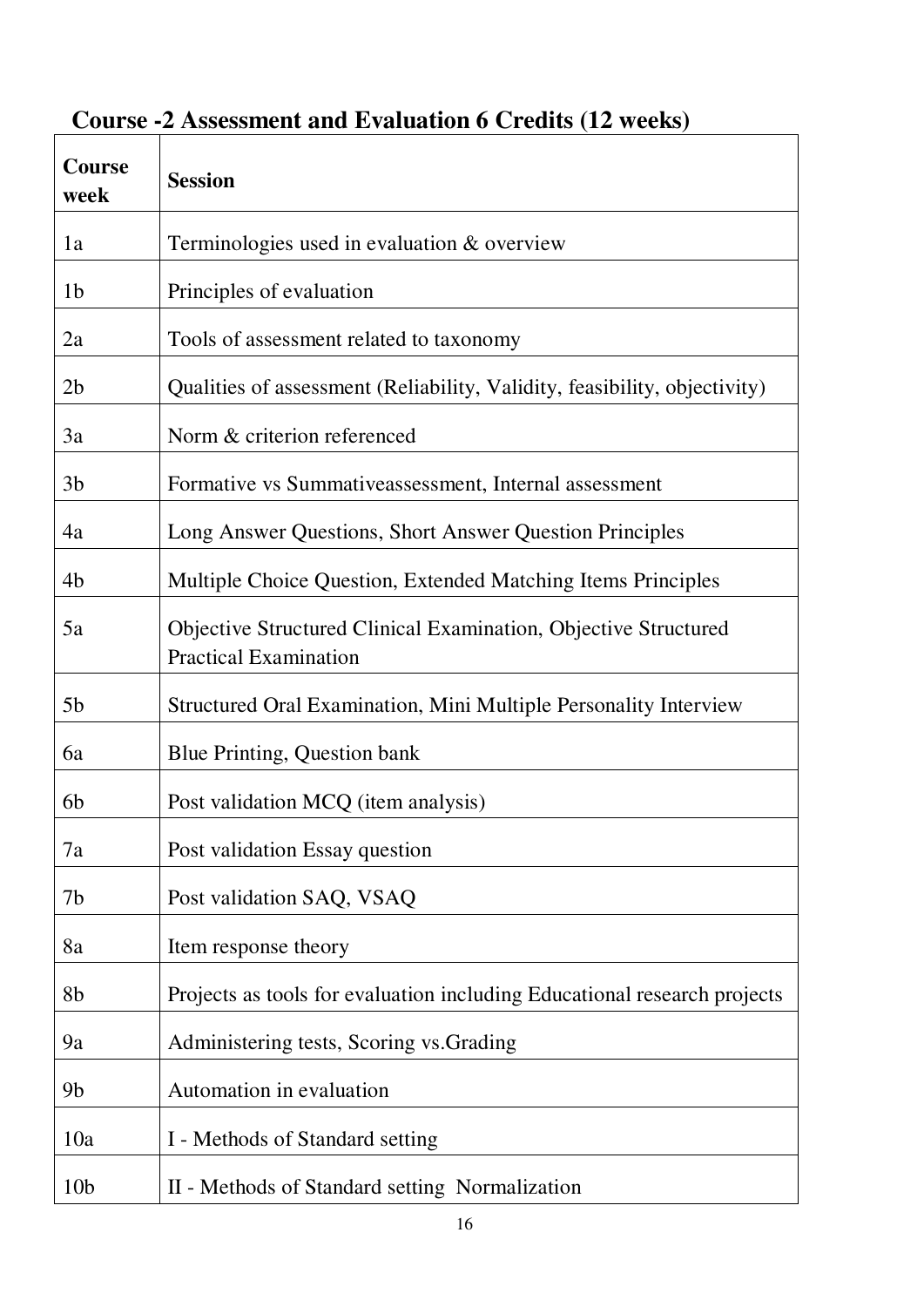## Course -2 Assessment and Evaluation 6 Credits (12 weeks)

| Course week | Session |
|---|---|
| 1a | Terminologies used in evaluation & overview |
| 1b | Principles of evaluation |
| 2a | Tools of assessment related to taxonomy |
| 2b | Qualities of assessment (Reliability, Validity, feasibility, objectivity) |
| 3a | Norm & criterion referenced |
| 3b | Formative vs Summativeassessment, Internal assessment |
| 4a | Long Answer Questions, Short Answer Question Principles |
| 4b | Multiple Choice Question, Extended Matching Items Principles |
| 5a | Objective Structured Clinical Examination, Objective Structured Practical Examination |
| 5b | Structured Oral Examination, Mini Multiple Personality Interview |
| 6a | Blue Printing, Question bank |
| 6b | Post validation MCQ (item analysis) |
| 7a | Post validation Essay question |
| 7b | Post validation SAQ, VSAQ |
| 8a | Item response theory |
| 8b | Projects as tools for evaluation including Educational research projects |
| 9a | Administering tests, Scoring vs.Grading |
| 9b | Automation in evaluation |
| 10a | I - Methods of Standard setting |
| 10b | II - Methods of Standard setting Normalization |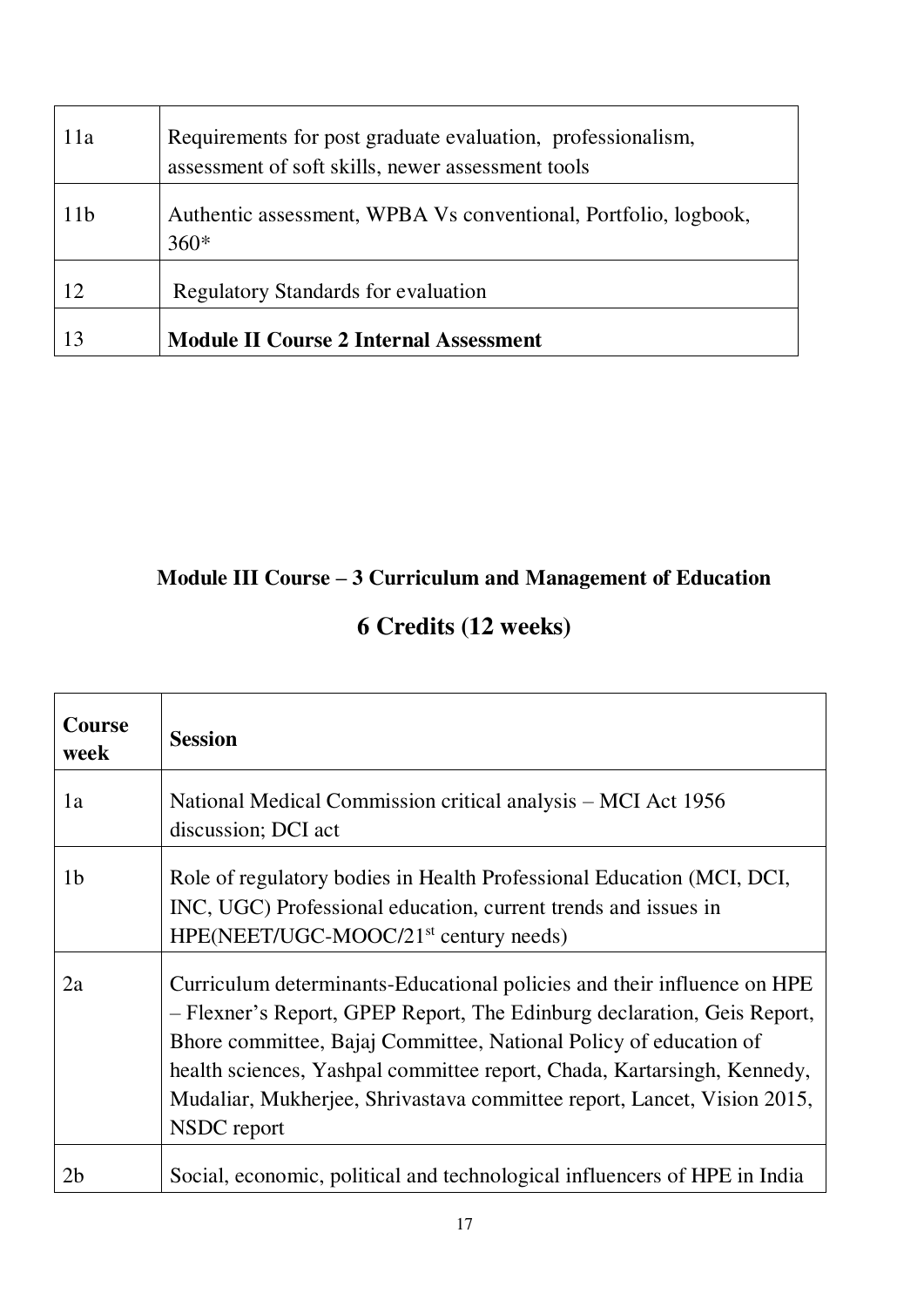| | |
|---|---|
| 11a | Requirements for post graduate evaluation, professionalism, assessment of soft skills, newer assessment tools |
| 11b | Authentic assessment, WPBA Vs conventional, Portfolio, logbook, 360* |
| 12 | Regulatory Standards for evaluation |
| 13 | **Module II Course 2 Internal Assessment** |

### Module III Course – 3 Curriculum and Management of Education

## 6 Credits (12 weeks)

| Course week | Session |
|---|---|
| 1a | National Medical Commission critical analysis – MCI Act 1956 discussion; DCI act |
| 1b | Role of regulatory bodies in Health Professional Education (MCI, DCI, INC, UGC) Professional education, current trends and issues in HPE(NEET/UGC-MOOC/21st century needs) |
| 2a | Curriculum determinants-Educational policies and their influence on HPE – Flexner's Report, GPEP Report, The Edinburg declaration, Geis Report, Bhore committee, Bajaj Committee, National Policy of education of health sciences, Yashpal committee report, Chada, Kartarsingh, Kennedy, Mudaliar, Mukherjee, Shrivastava committee report, Lancet, Vision 2015, NSDC report |
| 2b | Social, economic, political and technological influencers of HPE in India |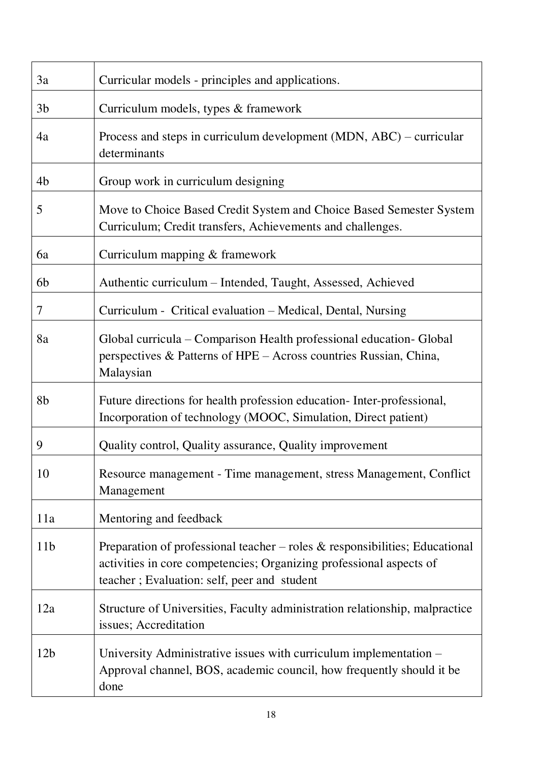| | |
|---|---|
| 3a | Curricular models - principles and applications. |
| 3b | Curriculum models, types & framework |
| 4a | Process and steps in curriculum development (MDN, ABC) – curricular determinants |
| 4b | Group work in curriculum designing |
| 5 | Move to Choice Based Credit System and Choice Based Semester System Curriculum; Credit transfers, Achievements and challenges. |
| 6a | Curriculum mapping & framework |
| 6b | Authentic curriculum – Intended, Taught, Assessed, Achieved |
| 7 | Curriculum - Critical evaluation – Medical, Dental, Nursing |
| 8a | Global curricula – Comparison Health professional education- Global perspectives & Patterns of HPE – Across countries Russian, China, Malaysian |
| 8b | Future directions for health profession education- Inter-professional, Incorporation of technology (MOOC, Simulation, Direct patient) |
| 9 | Quality control, Quality assurance, Quality improvement |
| 10 | Resource management - Time management, stress Management, Conflict Management |
| 11a | Mentoring and feedback |
| 11b | Preparation of professional teacher – roles & responsibilities; Educational activities in core competencies; Organizing professional aspects of teacher ; Evaluation: self, peer and student |
| 12a | Structure of Universities, Faculty administration relationship, malpractice issues; Accreditation |
| 12b | University Administrative issues with curriculum implementation – Approval channel, BOS, academic council, how frequently should it be done |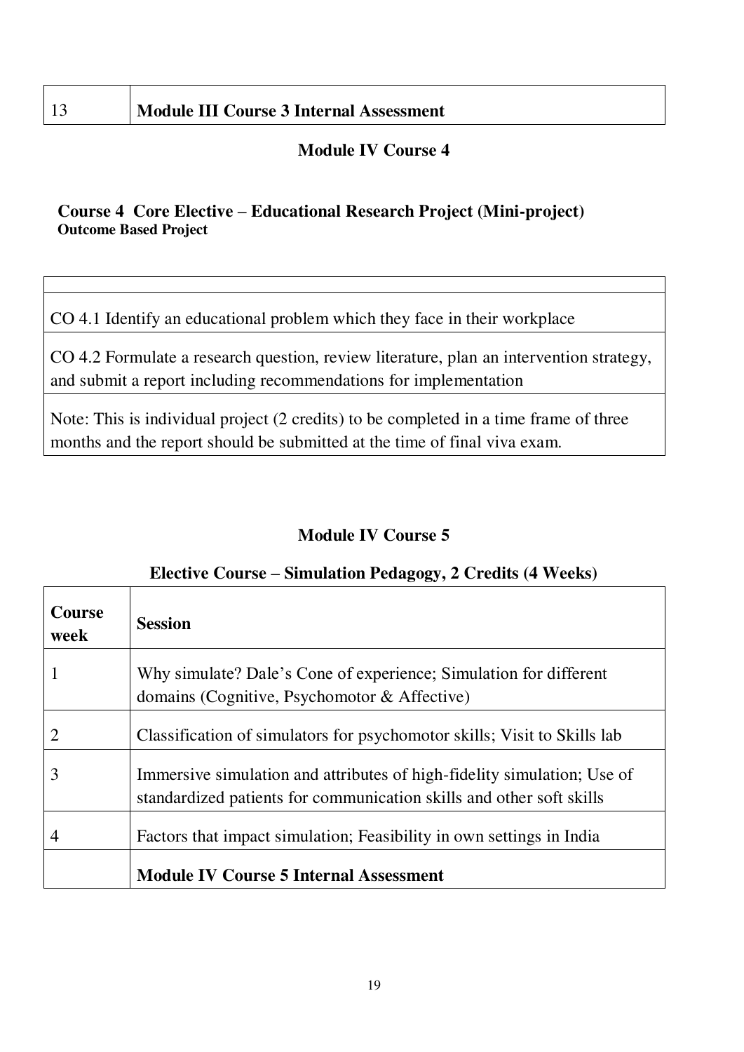| 13 | **Module III Course 3 Internal Assessment** |
|---|---|

## Module IV Course 4

**Course 4 Core Elective – Educational Research Project (Mini-project)**
**Outcome Based Project**

| |
|---|
| CO 4.1 Identify an educational problem which they face in their workplace |
| CO 4.2 Formulate a research question, review literature, plan an intervention strategy, and submit a report including recommendations for implementation |
| Note: This is individual project (2 credits) to be completed in a time frame of three months and the report should be submitted at the time of final viva exam. |

## Module IV Course 5

**Elective Course – Simulation Pedagogy, 2 Credits (4 Weeks)**

| Course week | Session |
|---|---|
| 1 | Why simulate? Dale's Cone of experience; Simulation for different domains (Cognitive, Psychomotor & Affective) |
| 2 | Classification of simulators for psychomotor skills; Visit to Skills lab |
| 3 | Immersive simulation and attributes of high-fidelity simulation; Use of standardized patients for communication skills and other soft skills |
| 4 | Factors that impact simulation; Feasibility in own settings in India |
| | **Module IV Course 5 Internal Assessment** |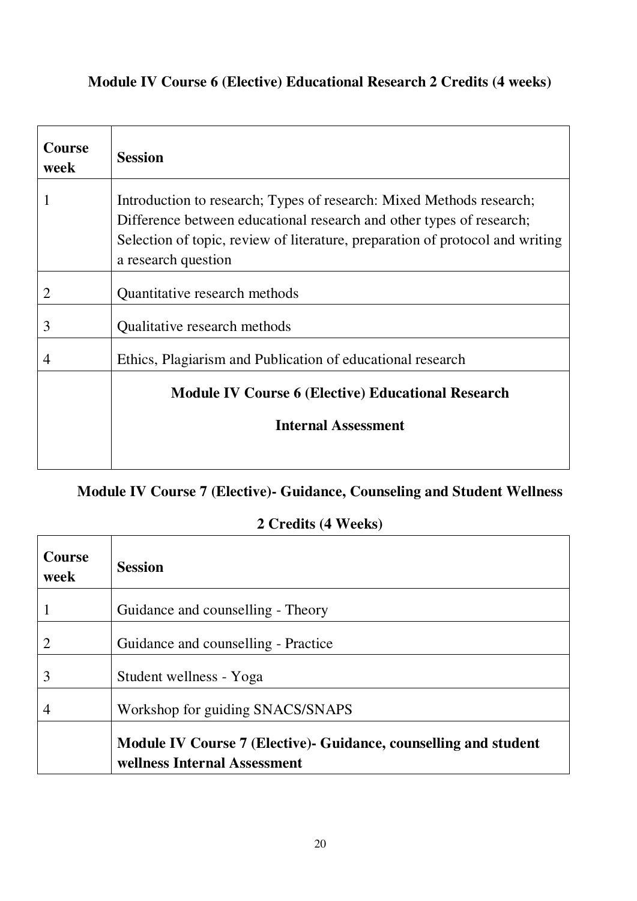### Module IV Course 6 (Elective) Educational Research 2 Credits (4 weeks)

| **Course week** | **Session** |
|---|---|
| 1 | Introduction to research; Types of research: Mixed Methods research; Difference between educational research and other types of research; Selection of topic, review of literature, preparation of protocol and writing a research question |
| 2 | Quantitative research methods |
| 3 | Qualitative research methods |
| 4 | Ethics, Plagiarism and Publication of educational research |
| | **Module IV Course 6 (Elective) Educational Research Internal Assessment** |

### Module IV Course 7 (Elective)- Guidance, Counseling and Student Wellness 2 Credits (4 Weeks)

| **Course week** | **Session** |
|---|---|
| 1 | Guidance and counselling - Theory |
| 2 | Guidance and counselling - Practice |
| 3 | Student wellness - Yoga |
| 4 | Workshop for guiding SNACS/SNAPS |
| | **Module IV Course 7 (Elective)- Guidance, counselling and student wellness Internal Assessment** |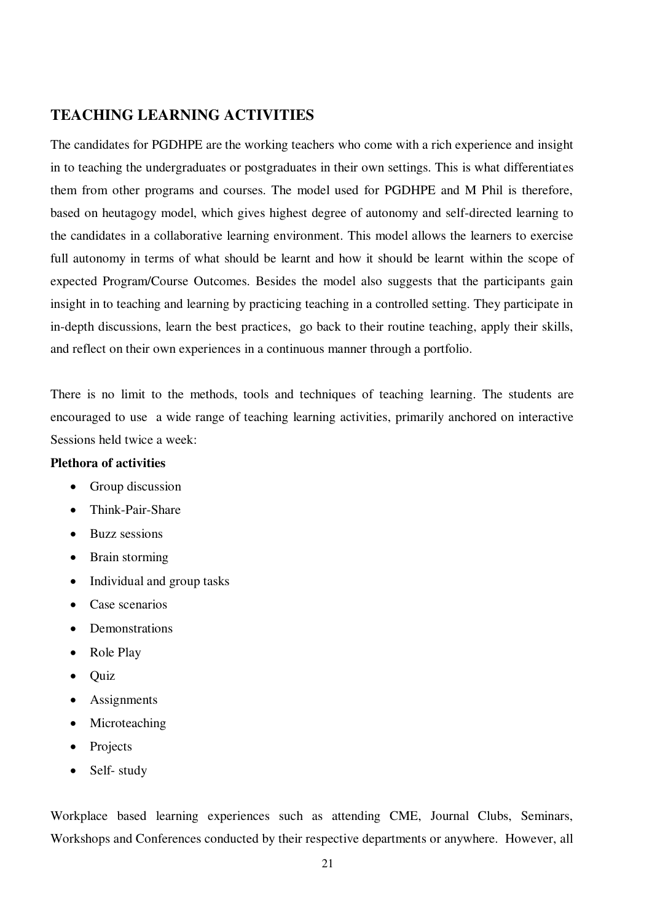## TEACHING LEARNING ACTIVITIES

The candidates for PGDHPE are the working teachers who come with a rich experience and insight in to teaching the undergraduates or postgraduates in their own settings. This is what differentiates them from other programs and courses. The model used for PGDHPE and M Phil is therefore, based on heutagogy model, which gives highest degree of autonomy and self-directed learning to the candidates in a collaborative learning environment. This model allows the learners to exercise full autonomy in terms of what should be learnt and how it should be learnt within the scope of expected Program/Course Outcomes. Besides the model also suggests that the participants gain insight in to teaching and learning by practicing teaching in a controlled setting. They participate in in-depth discussions, learn the best practices, go back to their routine teaching, apply their skills, and reflect on their own experiences in a continuous manner through a portfolio.

There is no limit to the methods, tools and techniques of teaching learning. The students are encouraged to use a wide range of teaching learning activities, primarily anchored on interactive Sessions held twice a week:

**Plethora of activities**

- Group discussion
- Think-Pair-Share
- Buzz sessions
- Brain storming
- Individual and group tasks
- Case scenarios
- Demonstrations
- Role Play
- Quiz
- Assignments
- Microteaching
- Projects
- Self- study

Workplace based learning experiences such as attending CME, Journal Clubs, Seminars, Workshops and Conferences conducted by their respective departments or anywhere. However, all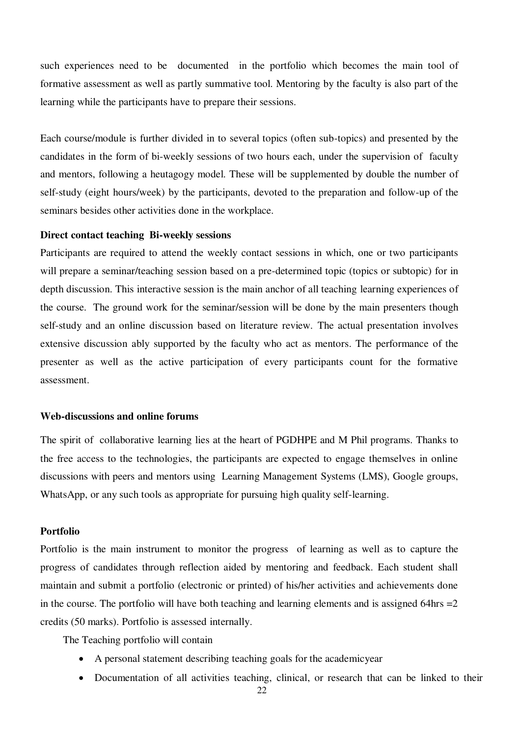such experiences need to be documented in the portfolio which becomes the main tool of formative assessment as well as partly summative tool. Mentoring by the faculty is also part of the learning while the participants have to prepare their sessions.

Each course/module is further divided in to several topics (often sub-topics) and presented by the candidates in the form of bi-weekly sessions of two hours each, under the supervision of faculty and mentors, following a heutagogy model. These will be supplemented by double the number of self-study (eight hours/week) by the participants, devoted to the preparation and follow-up of the seminars besides other activities done in the workplace.

**Direct contact teaching Bi-weekly sessions**

Participants are required to attend the weekly contact sessions in which, one or two participants will prepare a seminar/teaching session based on a pre-determined topic (topics or subtopic) for in depth discussion. This interactive session is the main anchor of all teaching learning experiences of the course. The ground work for the seminar/session will be done by the main presenters though self-study and an online discussion based on literature review. The actual presentation involves extensive discussion ably supported by the faculty who act as mentors. The performance of the presenter as well as the active participation of every participants count for the formative assessment.

**Web-discussions and online forums**

The spirit of collaborative learning lies at the heart of PGDHPE and M Phil programs. Thanks to the free access to the technologies, the participants are expected to engage themselves in online discussions with peers and mentors using Learning Management Systems (LMS), Google groups, WhatsApp, or any such tools as appropriate for pursuing high quality self-learning.

**Portfolio**

Portfolio is the main instrument to monitor the progress of learning as well as to capture the progress of candidates through reflection aided by mentoring and feedback. Each student shall maintain and submit a portfolio (electronic or printed) of his/her activities and achievements done in the course. The portfolio will have both teaching and learning elements and is assigned 64hrs =2 credits (50 marks). Portfolio is assessed internally.

The Teaching portfolio will contain

- A personal statement describing teaching goals for the academicyear
- Documentation of all activities teaching, clinical, or research that can be linked to their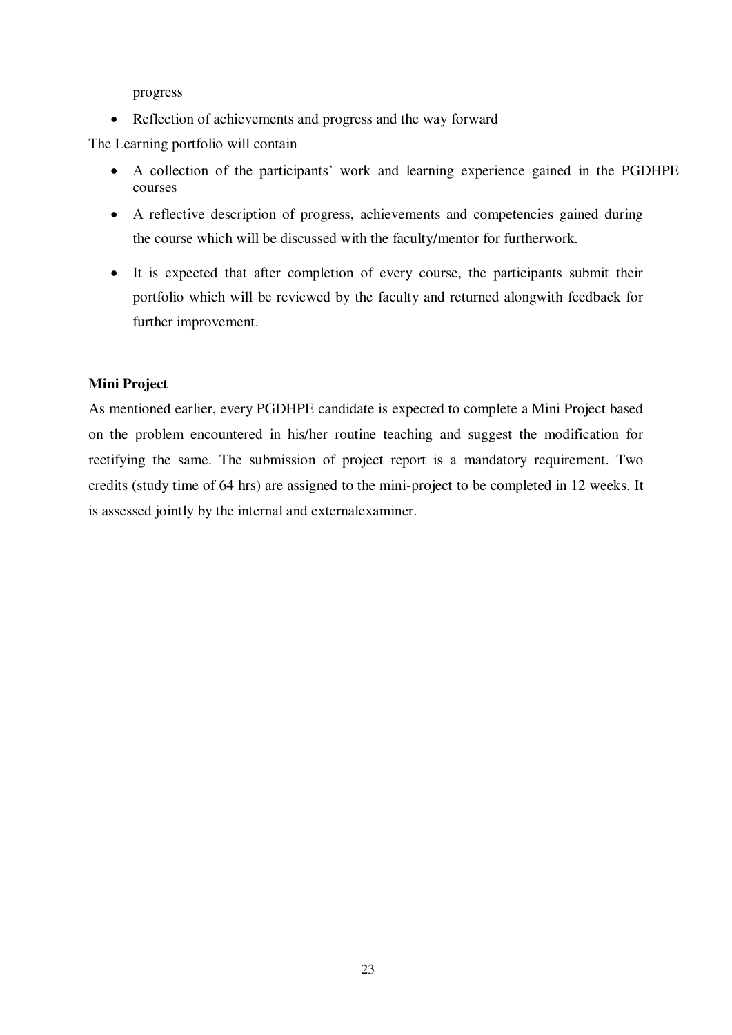progress

- Reflection of achievements and progress and the way forward

The Learning portfolio will contain

- A collection of the participants' work and learning experience gained in the PGDHPE courses
- A reflective description of progress, achievements and competencies gained during the course which will be discussed with the faculty/mentor for furtherwork.
- It is expected that after completion of every course, the participants submit their portfolio which will be reviewed by the faculty and returned alongwith feedback for further improvement.

**Mini Project**

As mentioned earlier, every PGDHPE candidate is expected to complete a Mini Project based on the problem encountered in his/her routine teaching and suggest the modification for rectifying the same. The submission of project report is a mandatory requirement. Two credits (study time of 64 hrs) are assigned to the mini-project to be completed in 12 weeks. It is assessed jointly by the internal and externalexaminer.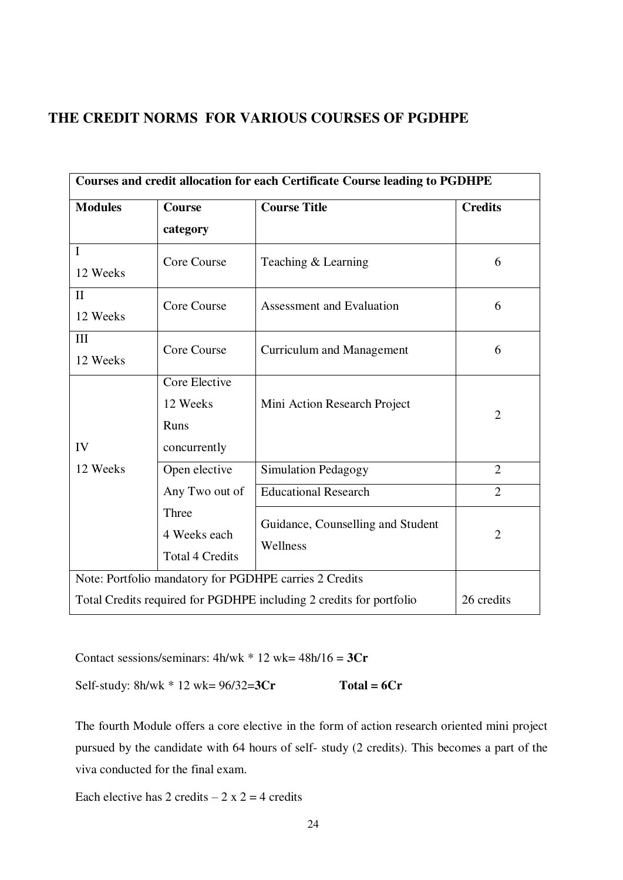## THE CREDIT NORMS FOR VARIOUS COURSES OF PGDHPE

| Courses and credit allocation for each Certificate Course leading to PGDHPE | | | |
|---|---|---|---|
| **Modules** | **Course category** | **Course Title** | **Credits** |
| I<br>12 Weeks | Core Course | Teaching & Learning | 6 |
| II<br>12 Weeks | Core Course | Assessment and Evaluation | 6 |
| III<br>12 Weeks | Core Course | Curriculum and Management | 6 |
| IV<br>12 Weeks | Core Elective<br>12 Weeks<br>Runs concurrently | Mini Action Research Project | 2 |
| | Open elective<br>Any Two out of Three<br>4 Weeks each<br>Total 4 Credits | Simulation Pedagogy | 2 |
| | | Educational Research | 2 |
| | | Guidance, Counselling and Student Wellness | 2 |
| Note: Portfolio mandatory for PGDHPE carries 2 Credits<br>Total Credits required for PGDHPE including 2 credits for portfolio | | | 26 credits |

Contact sessions/seminars: 4h/wk * 12 wk= 48h/16 = **3Cr**

Self-study: 8h/wk * 12 wk= 96/32=**3Cr** **Total = 6Cr**

The fourth Module offers a core elective in the form of action research oriented mini project pursued by the candidate with 64 hours of self- study (2 credits). This becomes a part of the viva conducted for the final exam.

Each elective has 2 credits – 2 x 2 = 4 credits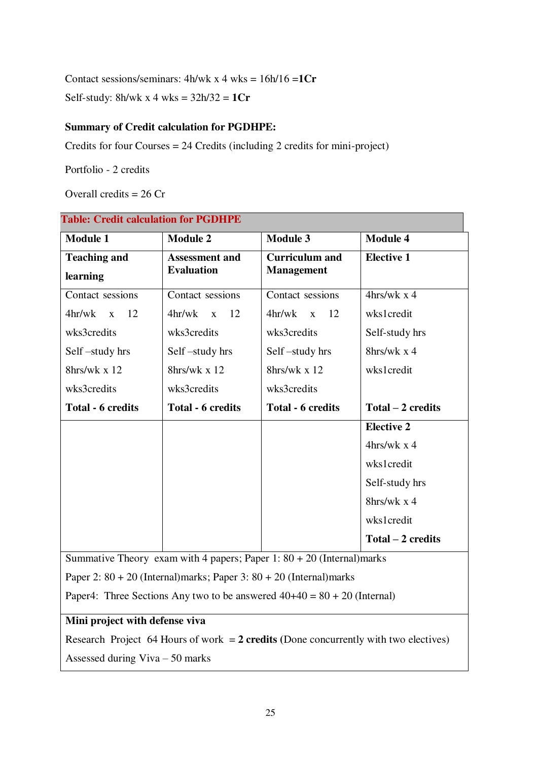Contact sessions/seminars: 4h/wk x 4 wks = 16h/16 =**1Cr**

Self-study: 8h/wk x 4 wks = 32h/32 = **1Cr**

**Summary of Credit calculation for PGDHPE:**

Credits for four Courses = 24 Credits (including 2 credits for mini-project)

Portfolio - 2 credits

Overall credits = 26 Cr

**Table: Credit calculation for PGDHPE**

| Module 1 | Module 2 | Module 3 | Module 4 |
|---|---|---|---|
| **Teaching and learning** | **Assessment and Evaluation** | **Curriculum and Management** | **Elective 1** |
| Contact sessions 4hr/wk x 12 wks3credits Self –study hrs 8hrs/wk x 12 wks3credits **Total - 6 credits** | Contact sessions 4hr/wk x 12 wks3credits Self –study hrs 8hrs/wk x 12 wks3credits **Total - 6 credits** | Contact sessions 4hr/wk x 12 wks3credits Self –study hrs 8hrs/wk x 12 wks3credits **Total - 6 credits** | 4hrs/wk x 4 wks1credit Self-study hrs 8hrs/wk x 4 wks1credit **Total – 2 credits** |
| | | | **Elective 2** 4hrs/wk x 4 wks1credit Self-study hrs 8hrs/wk x 4 wks1credit **Total – 2 credits** |
| Summative Theory exam with 4 papers; Paper 1: 80 + 20 (Internal)marks Paper 2: 80 + 20 (Internal)marks; Paper 3: 80 + 20 (Internal)marks Paper4: Three Sections Any two to be answered 40+40 = 80 + 20 (Internal) | | | |
| **Mini project with defense viva** Research Project 64 Hours of work = **2 credits** (Done concurrently with two electives) Assessed during Viva – 50 marks | | | |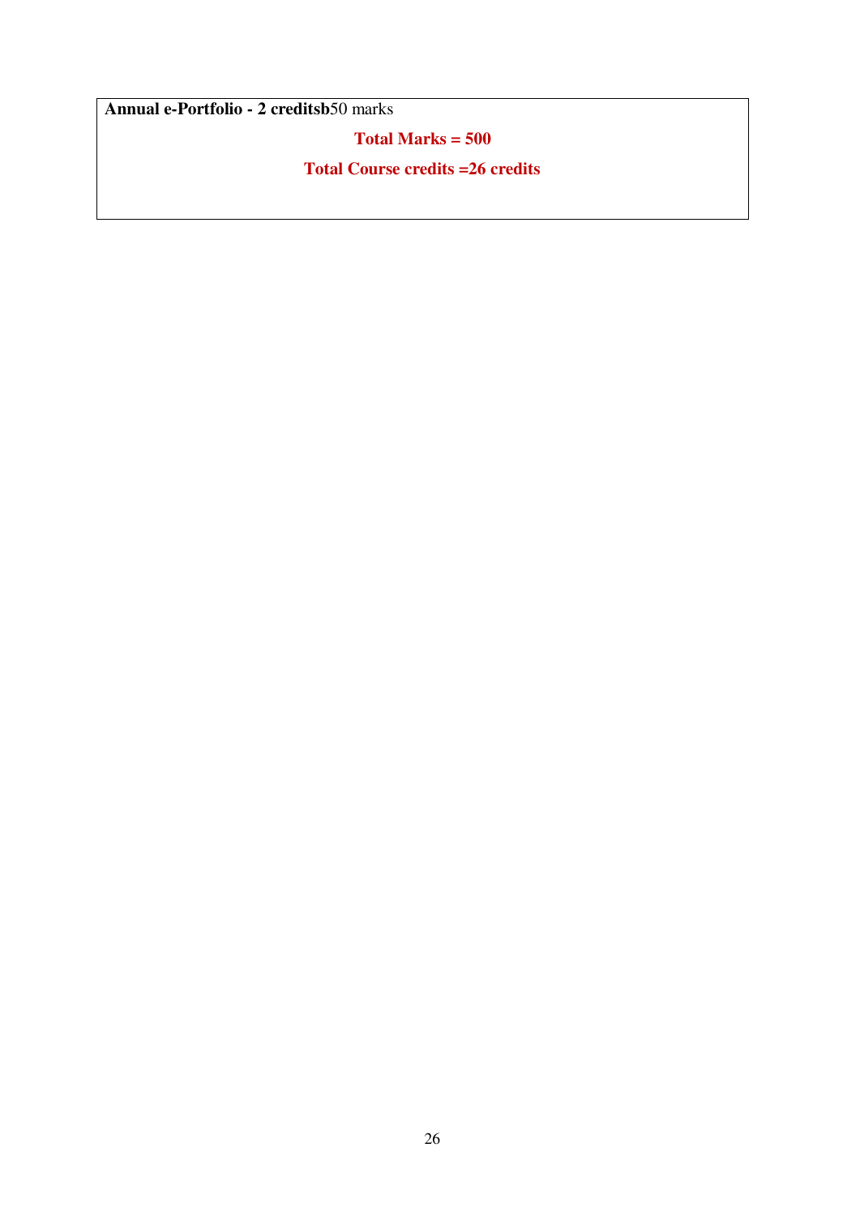**Annual e-Portfolio - 2 creditsb**50 marks

**Total Marks = 500**

**Total Course credits =26 credits**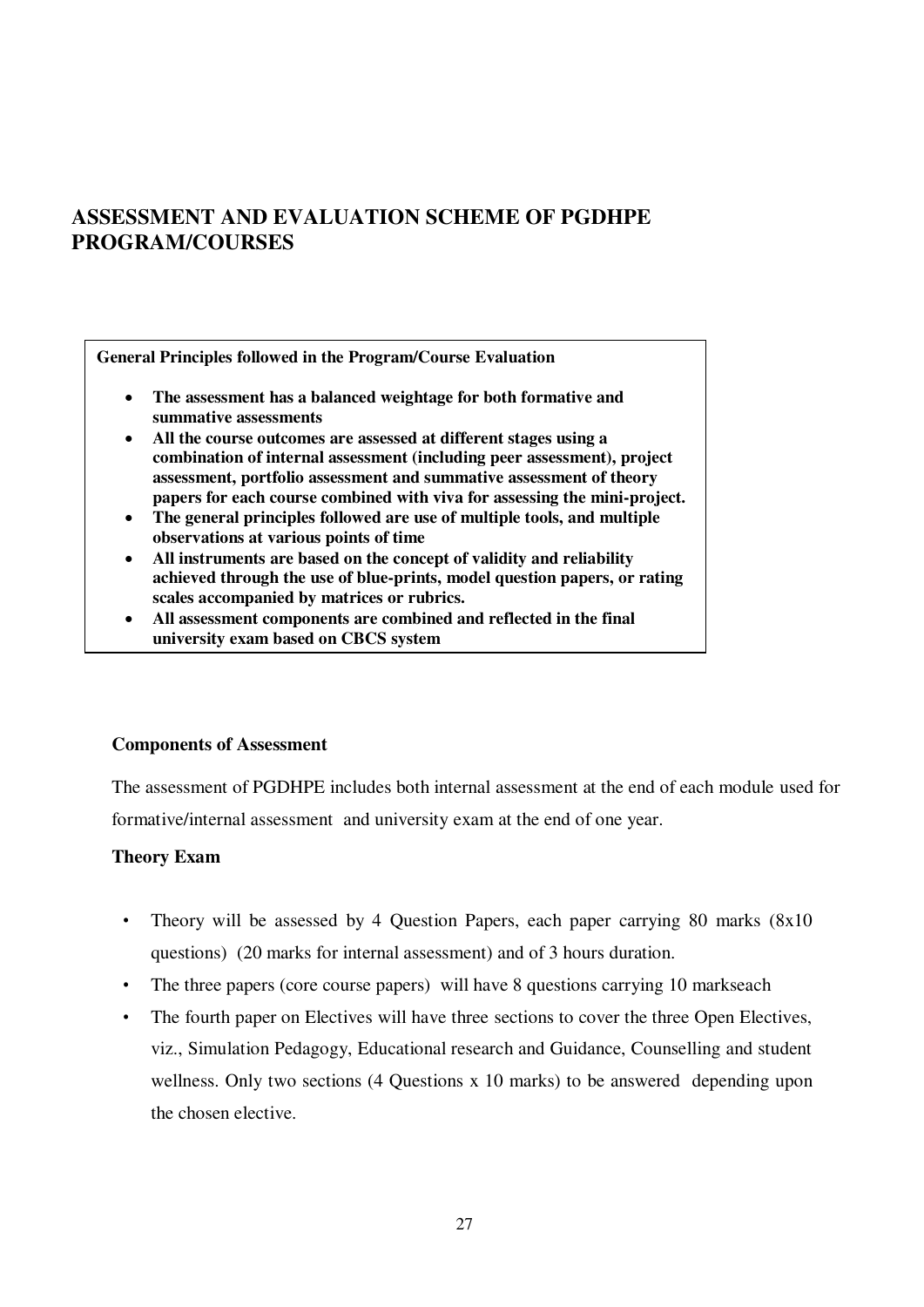## ASSESSMENT AND EVALUATION SCHEME OF PGDHPE PROGRAM/COURSES

**General Principles followed in the Program/Course Evaluation**

- **The assessment has a balanced weightage for both formative and summative assessments**
- **All the course outcomes are assessed at different stages using a combination of internal assessment (including peer assessment), project assessment, portfolio assessment and summative assessment of theory papers for each course combined with viva for assessing the mini-project.**
- **The general principles followed are use of multiple tools, and multiple observations at various points of time**
- **All instruments are based on the concept of validity and reliability achieved through the use of blue-prints, model question papers, or rating scales accompanied by matrices or rubrics.**
- **All assessment components are combined and reflected in the final university exam based on CBCS system**

**Components of Assessment**

The assessment of PGDHPE includes both internal assessment at the end of each module used for formative/internal assessment and university exam at the end of one year.

**Theory Exam**

- Theory will be assessed by 4 Question Papers, each paper carrying 80 marks (8x10 questions) (20 marks for internal assessment) and of 3 hours duration.
- The three papers (core course papers) will have 8 questions carrying 10 markseach
- The fourth paper on Electives will have three sections to cover the three Open Electives, viz., Simulation Pedagogy, Educational research and Guidance, Counselling and student wellness. Only two sections (4 Questions x 10 marks) to be answered depending upon the chosen elective.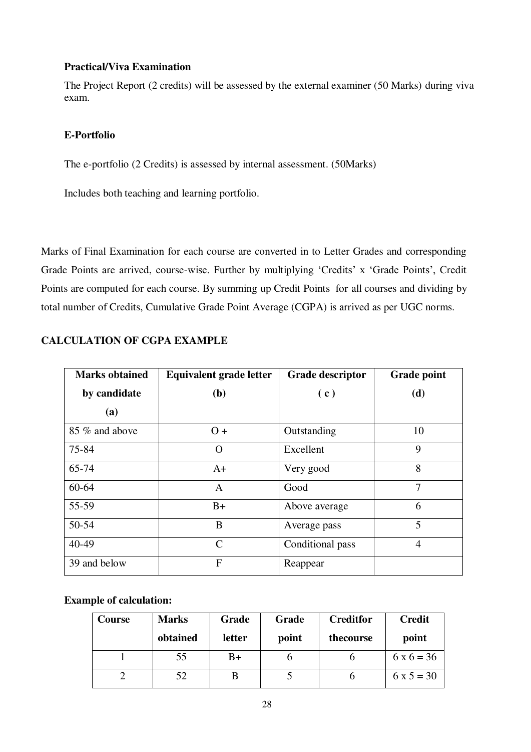**Practical/Viva Examination**

The Project Report (2 credits) will be assessed by the external examiner (50 Marks) during viva exam.

**E-Portfolio**

The e-portfolio (2 Credits) is assessed by internal assessment. (50Marks)

Includes both teaching and learning portfolio.

Marks of Final Examination for each course are converted in to Letter Grades and corresponding Grade Points are arrived, course-wise. Further by multiplying 'Credits' x 'Grade Points', Credit Points are computed for each course. By summing up Credit Points for all courses and dividing by total number of Credits, Cumulative Grade Point Average (CGPA) is arrived as per UGC norms.

**CALCULATION OF CGPA EXAMPLE**

| Marks obtained by candidate (a) | Equivalent grade letter (b) | Grade descriptor ( c ) | Grade point (d) |
|---|---|---|---|
| 85 % and above | O + | Outstanding | 10 |
| 75-84 | O | Excellent | 9 |
| 65-74 | A+ | Very good | 8 |
| 60-64 | A | Good | 7 |
| 55-59 | B+ | Above average | 6 |
| 50-54 | B | Average pass | 5 |
| 40-49 | C | Conditional pass | 4 |
| 39 and below | F | Reappear | |

**Example of calculation:**

| Course | Marks obtained | Grade letter | Grade point | Creditfor thecourse | Credit point |
|---|---|---|---|---|---|
| 1 | 55 | B+ | 6 | 6 | 6 x 6 = 36 |
| 2 | 52 | B | 5 | 6 | 6 x 5 = 30 |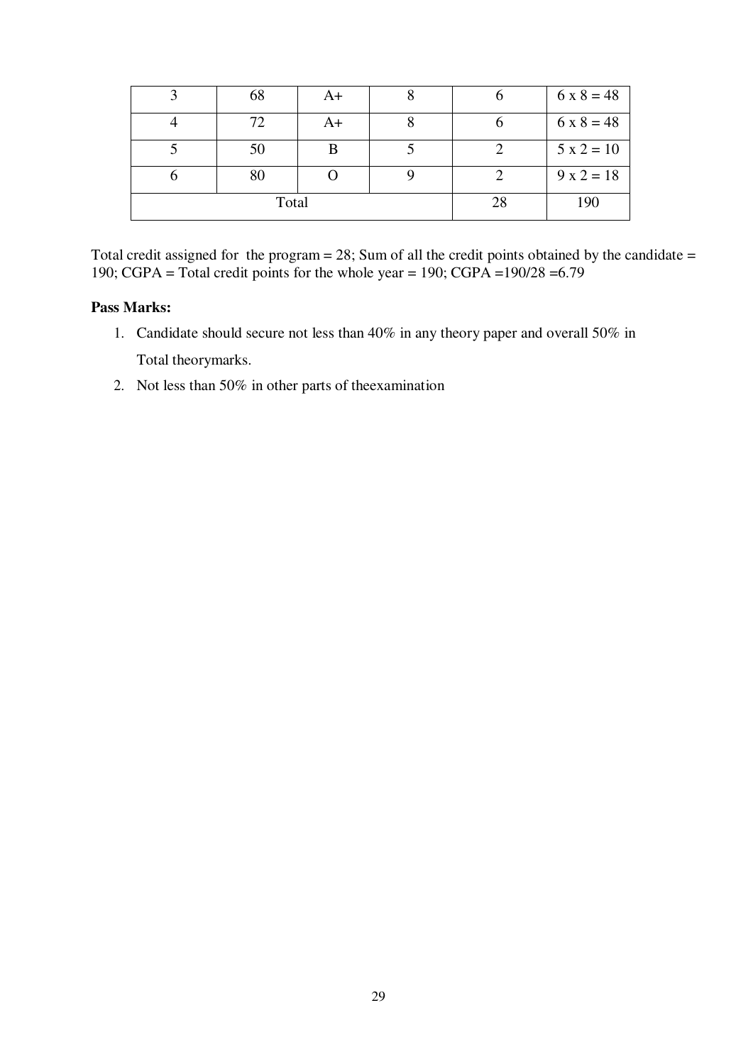| | | | | | |
|---|---|---|---|---|---|
| 3 | 68 | A+ | 8 | 6 | 6 x 8 = 48 |
| 4 | 72 | A+ | 8 | 6 | 6 x 8 = 48 |
| 5 | 50 | B | 5 | 2 | 5 x 2 = 10 |
| 6 | 80 | O | 9 | 2 | 9 x 2 = 18 |
| Total | | | | 28 | 190 |

Total credit assigned for the program = 28; Sum of all the credit points obtained by the candidate = 190; CGPA = Total credit points for the whole year = 190; CGPA =190/28 =6.79

**Pass Marks:**

1. Candidate should secure not less than 40% in any theory paper and overall 50% in Total theorymarks.
2. Not less than 50% in other parts of theexamination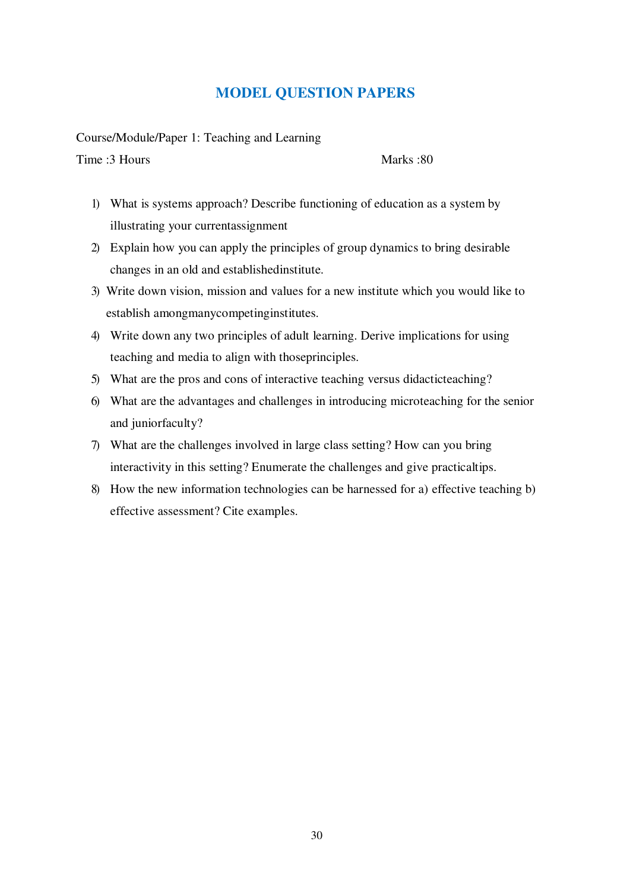# MODEL QUESTION PAPERS

Course/Module/Paper 1: Teaching and Learning

Time :3 Hours Marks :80

1) What is systems approach? Describe functioning of education as a system by illustrating your currentassignment
2) Explain how you can apply the principles of group dynamics to bring desirable changes in an old and establishedinstitute.
3) Write down vision, mission and values for a new institute which you would like to establish amongmanycompetinginstitutes.
4) Write down any two principles of adult learning. Derive implications for using teaching and media to align with thoseprinciples.
5) What are the pros and cons of interactive teaching versus didacticteaching?
6) What are the advantages and challenges in introducing microteaching for the senior and juniorfaculty?
7) What are the challenges involved in large class setting? How can you bring interactivity in this setting? Enumerate the challenges and give practicaltips.
8) How the new information technologies can be harnessed for a) effective teaching b) effective assessment? Cite examples.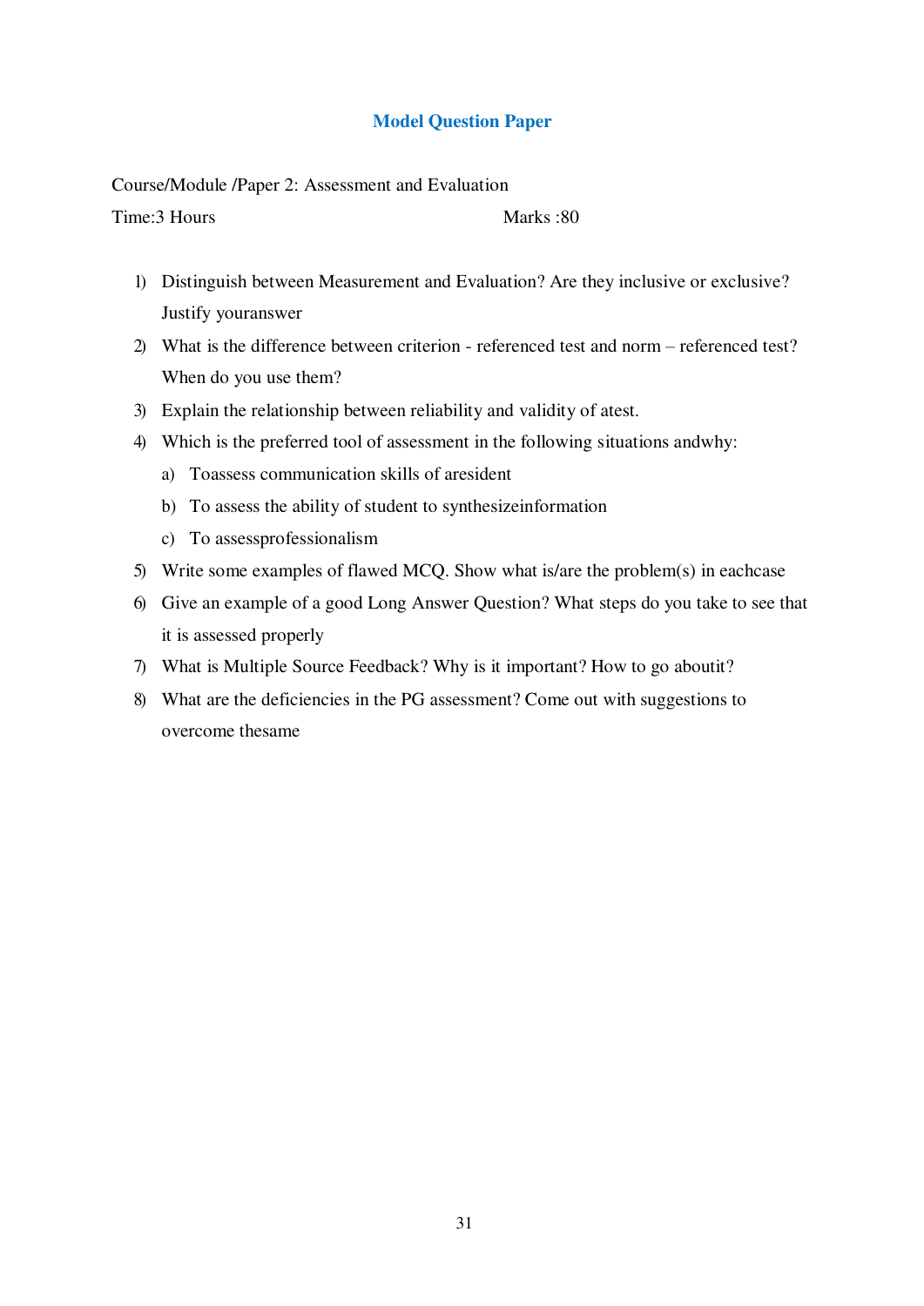## Model Question Paper

Course/Module /Paper 2: Assessment and Evaluation

Time:3 Hours Marks :80

1) Distinguish between Measurement and Evaluation? Are they inclusive or exclusive? Justify youranswer
2) What is the difference between criterion - referenced test and norm – referenced test? When do you use them?
3) Explain the relationship between reliability and validity of atest.
4) Which is the preferred tool of assessment in the following situations andwhy:
   a) Toassess communication skills of aresident
   b) To assess the ability of student to synthesizeinformation
   c) To assessprofessionalism
5) Write some examples of flawed MCQ. Show what is/are the problem(s) in eachcase
6) Give an example of a good Long Answer Question? What steps do you take to see that it is assessed properly
7) What is Multiple Source Feedback? Why is it important? How to go aboutit?
8) What are the deficiencies in the PG assessment? Come out with suggestions to overcome thesame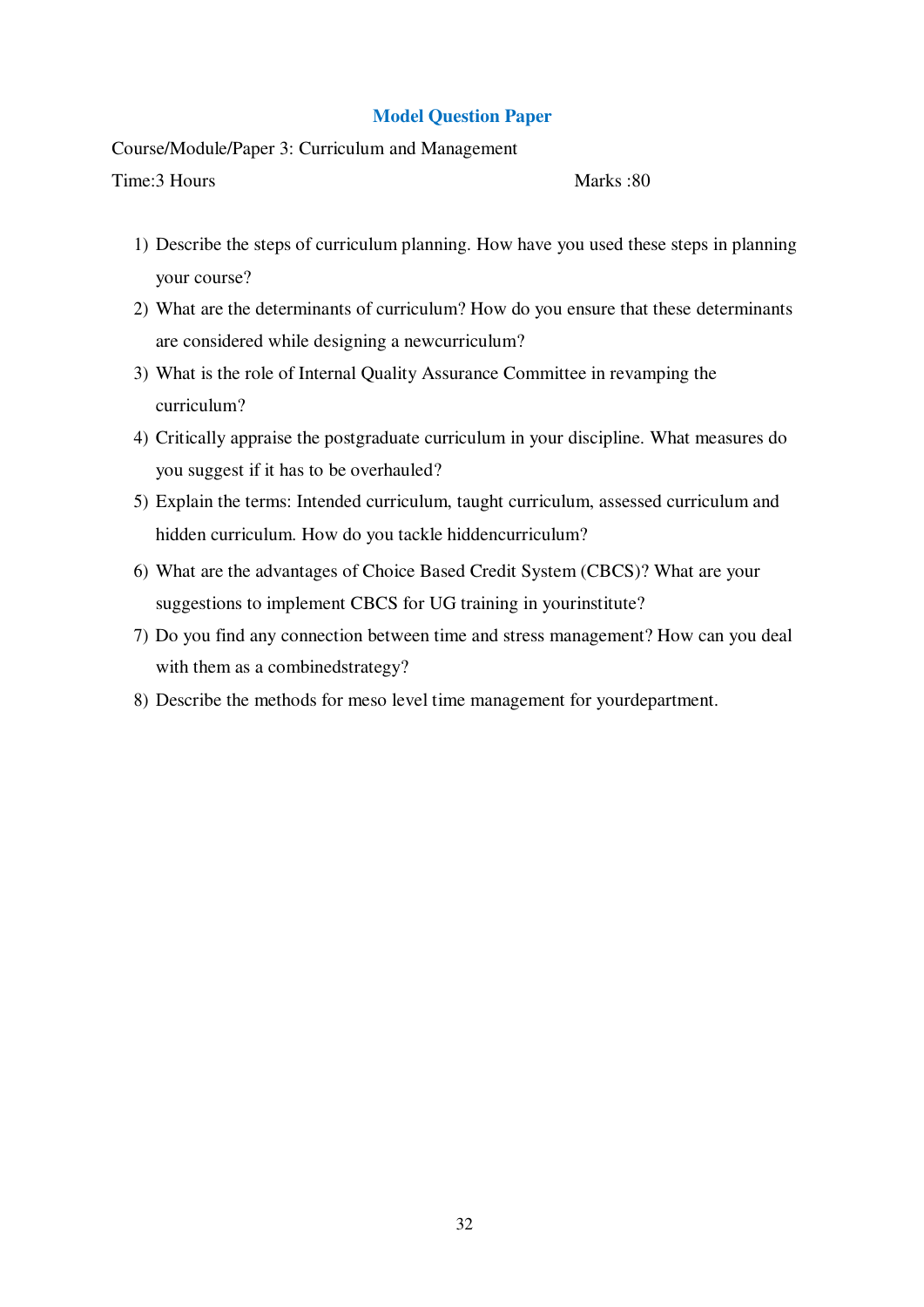## Model Question Paper

Course/Module/Paper 3: Curriculum and Management

Time:3 Hours Marks :80

1) Describe the steps of curriculum planning. How have you used these steps in planning your course?
2) What are the determinants of curriculum? How do you ensure that these determinants are considered while designing a newcurriculum?
3) What is the role of Internal Quality Assurance Committee in revamping the curriculum?
4) Critically appraise the postgraduate curriculum in your discipline. What measures do you suggest if it has to be overhauled?
5) Explain the terms: Intended curriculum, taught curriculum, assessed curriculum and hidden curriculum. How do you tackle hiddencurriculum?
6) What are the advantages of Choice Based Credit System (CBCS)? What are your suggestions to implement CBCS for UG training in yourinstitute?
7) Do you find any connection between time and stress management? How can you deal with them as a combinedstrategy?
8) Describe the methods for meso level time management for yourdepartment.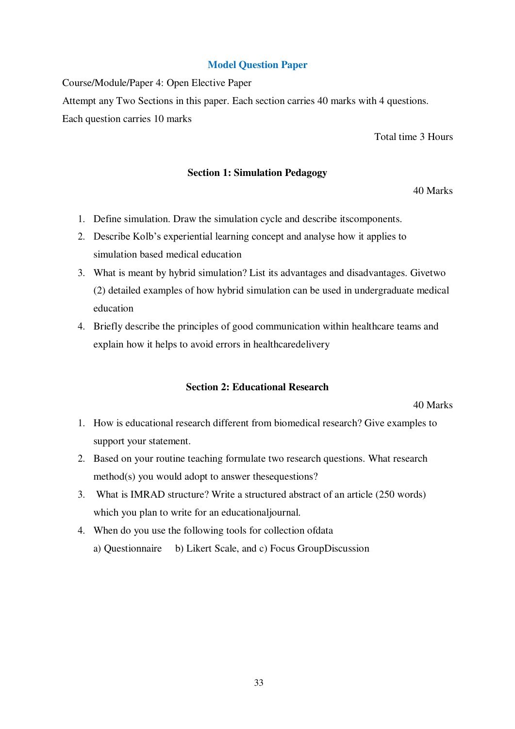## Model Question Paper

Course/Module/Paper 4: Open Elective Paper

Attempt any Two Sections in this paper. Each section carries 40 marks with 4 questions.

Each question carries 10 marks

Total time 3 Hours

### Section 1: Simulation Pedagogy

40 Marks

1. Define simulation. Draw the simulation cycle and describe itscomponents.
2. Describe Kolb's experiential learning concept and analyse how it applies to simulation based medical education
3. What is meant by hybrid simulation? List its advantages and disadvantages. Givetwo (2) detailed examples of how hybrid simulation can be used in undergraduate medical education
4. Briefly describe the principles of good communication within healthcare teams and explain how it helps to avoid errors in healthcaredelivery

### Section 2: Educational Research

40 Marks

1. How is educational research different from biomedical research? Give examples to support your statement.
2. Based on your routine teaching formulate two research questions. What research method(s) you would adopt to answer thesequestions?
3. What is IMRAD structure? Write a structured abstract of an article (250 words) which you plan to write for an educationaljournal.
4. When do you use the following tools for collection ofdata

   a) Questionnaire b) Likert Scale, and c) Focus GroupDiscussion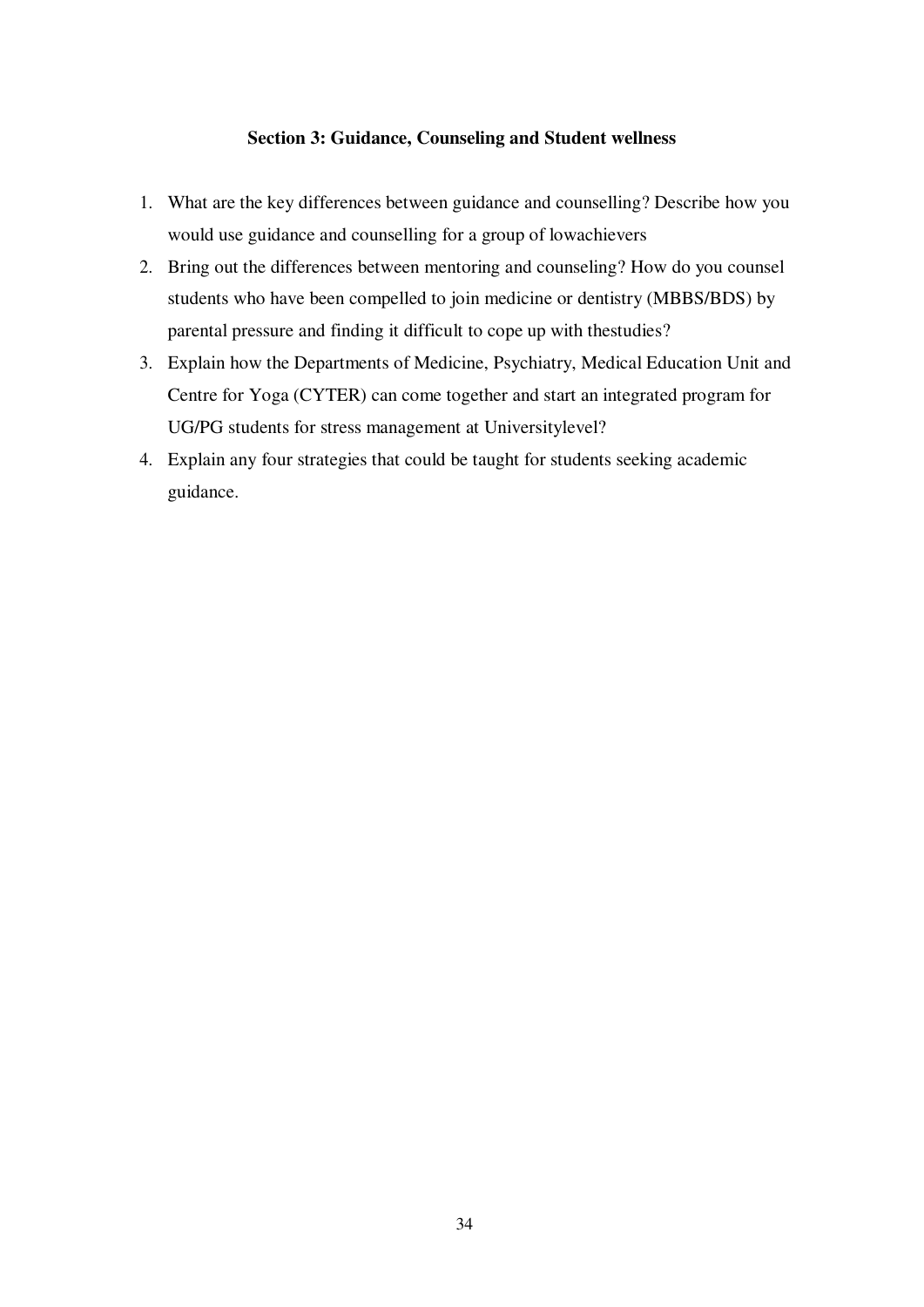### Section 3: Guidance, Counseling and Student wellness

1. What are the key differences between guidance and counselling? Describe how you would use guidance and counselling for a group of lowachievers
2. Bring out the differences between mentoring and counseling? How do you counsel students who have been compelled to join medicine or dentistry (MBBS/BDS) by parental pressure and finding it difficult to cope up with thestudies?
3. Explain how the Departments of Medicine, Psychiatry, Medical Education Unit and Centre for Yoga (CYTER) can come together and start an integrated program for UG/PG students for stress management at Universitylevel?
4. Explain any four strategies that could be taught for students seeking academic guidance.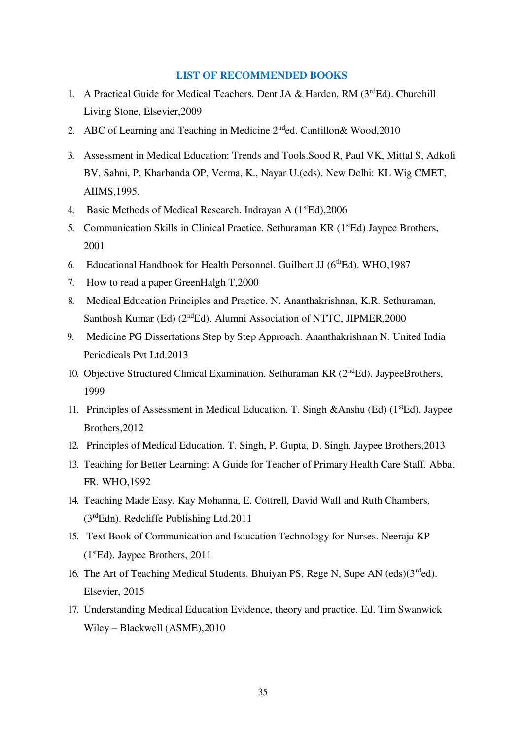## LIST OF RECOMMENDED BOOKS

1. A Practical Guide for Medical Teachers. Dent JA & Harden, RM (3rd Ed). Churchill Living Stone, Elsevier,2009
2. ABC of Learning and Teaching in Medicine 2nd ed. Cantillon& Wood,2010
3. Assessment in Medical Education: Trends and Tools.Sood R, Paul VK, Mittal S, Adkoli BV, Sahni, P, Kharbanda OP, Verma, K., Nayar U.(eds). New Delhi: KL Wig CMET, AIIMS,1995.
4. Basic Methods of Medical Research. Indrayan A (1st Ed),2006
5. Communication Skills in Clinical Practice. Sethuraman KR (1st Ed) Jaypee Brothers, 2001
6. Educational Handbook for Health Personnel. Guilbert JJ (6th Ed). WHO,1987
7. How to read a paper GreenHalgh T,2000
8. Medical Education Principles and Practice. N. Ananthakrishnan, K.R. Sethuraman, Santhosh Kumar (Ed) (2nd Ed). Alumni Association of NTTC, JIPMER,2000
9. Medicine PG Dissertations Step by Step Approach. Ananthakrishnan N. United India Periodicals Pvt Ltd.2013
10. Objective Structured Clinical Examination. Sethuraman KR (2nd Ed). JaypeeBrothers, 1999
11. Principles of Assessment in Medical Education. T. Singh &Anshu (Ed) (1st Ed). Jaypee Brothers,2012
12. Principles of Medical Education. T. Singh, P. Gupta, D. Singh. Jaypee Brothers,2013
13. Teaching for Better Learning: A Guide for Teacher of Primary Health Care Staff. Abbat FR. WHO,1992
14. Teaching Made Easy. Kay Mohanna, E. Cottrell, David Wall and Ruth Chambers, (3rd Edn). Redcliffe Publishing Ltd.2011
15. Text Book of Communication and Education Technology for Nurses. Neeraja KP (1st Ed). Jaypee Brothers, 2011
16. The Art of Teaching Medical Students. Bhuiyan PS, Rege N, Supe AN (eds)(3rd ed). Elsevier, 2015
17. Understanding Medical Education Evidence, theory and practice. Ed. Tim Swanwick Wiley – Blackwell (ASME),2010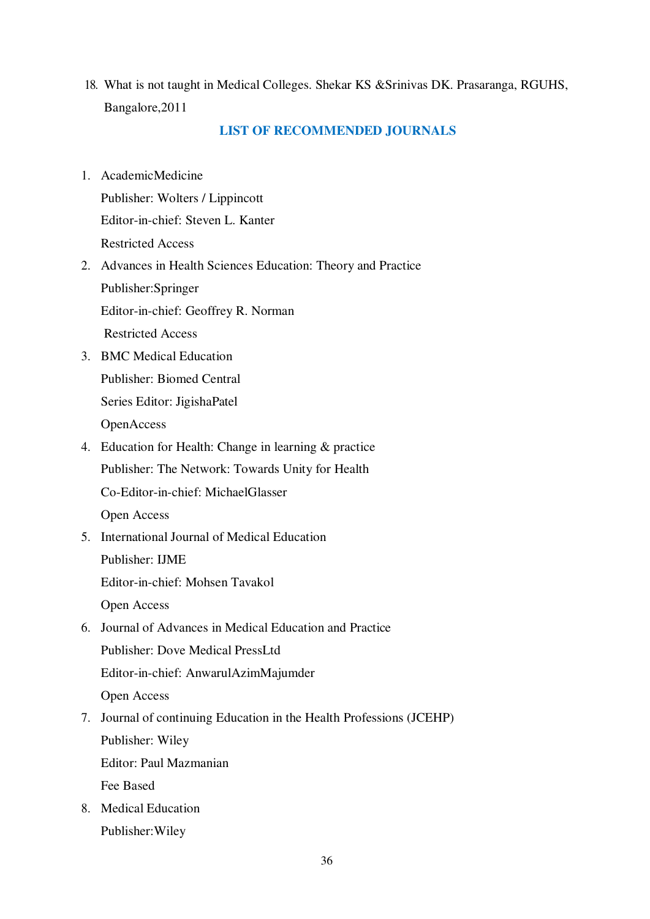18. What is not taught in Medical Colleges. Shekar KS &Srinivas DK. Prasaranga, RGUHS, Bangalore,2011

## LIST OF RECOMMENDED JOURNALS

1. AcademicMedicine
   Publisher: Wolters / Lippincott
   Editor-in-chief: Steven L. Kanter
   Restricted Access
2. Advances in Health Sciences Education: Theory and Practice
   Publisher:Springer
   Editor-in-chief: Geoffrey R. Norman
   Restricted Access
3. BMC Medical Education
   Publisher: Biomed Central
   Series Editor: JigishaPatel
   OpenAccess
4. Education for Health: Change in learning & practice
   Publisher: The Network: Towards Unity for Health
   Co-Editor-in-chief: MichaelGlasser
   Open Access
5. International Journal of Medical Education
   Publisher: IJME
   Editor-in-chief: Mohsen Tavakol
   Open Access
6. Journal of Advances in Medical Education and Practice
   Publisher: Dove Medical PressLtd
   Editor-in-chief: AnwarulAzimMajumder
   Open Access
7. Journal of continuing Education in the Health Professions (JCEHP)
   Publisher: Wiley
   Editor: Paul Mazmanian
   Fee Based
8. Medical Education
   Publisher:Wiley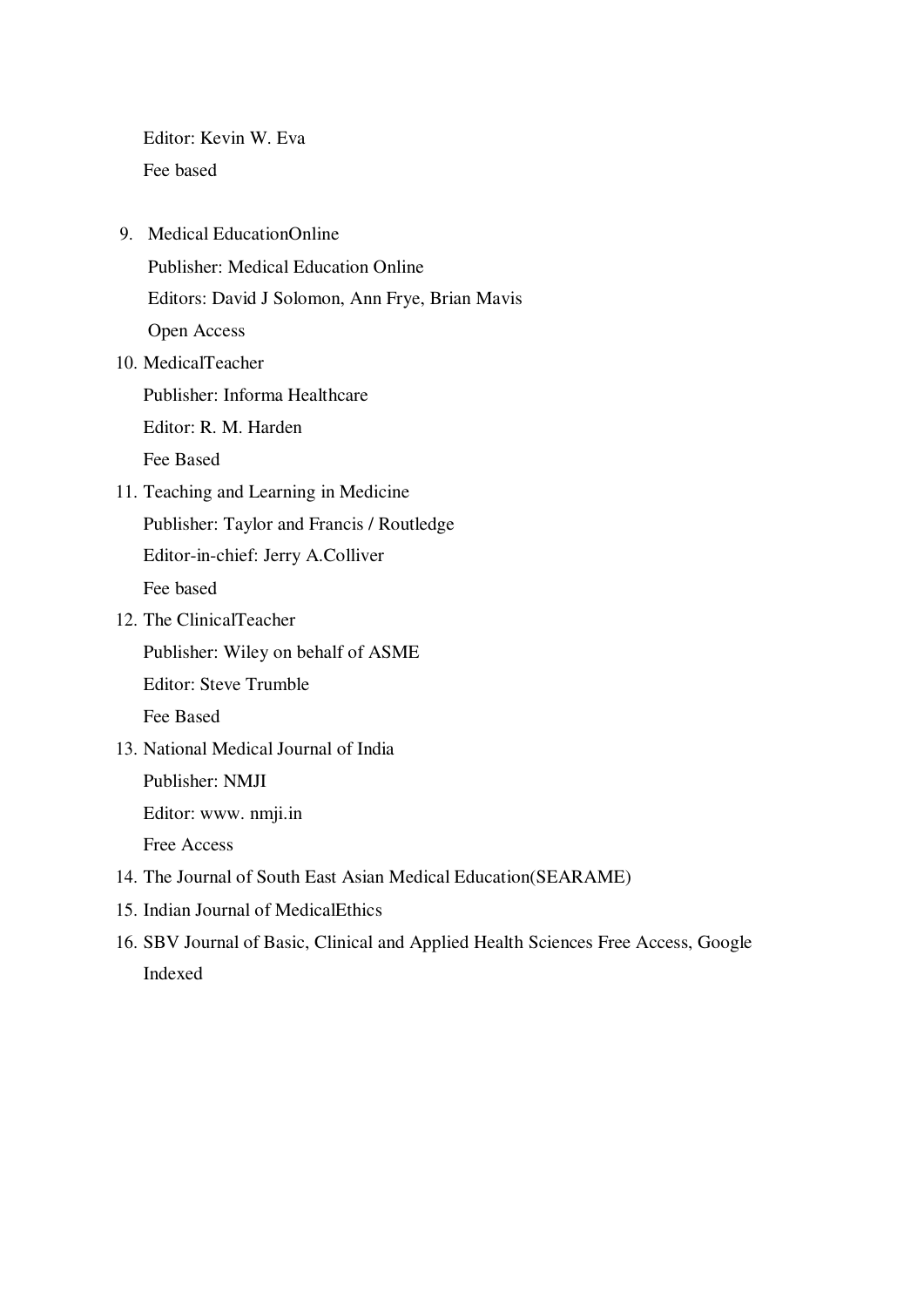Editor: Kevin W. Eva

Fee based

9. Medical EducationOnline

   Publisher: Medical Education Online

   Editors: David J Solomon, Ann Frye, Brian Mavis

   Open Access

10. MedicalTeacher

    Publisher: Informa Healthcare

    Editor: R. M. Harden

    Fee Based

11. Teaching and Learning in Medicine

    Publisher: Taylor and Francis / Routledge

    Editor-in-chief: Jerry A.Colliver

    Fee based

12. The ClinicalTeacher

    Publisher: Wiley on behalf of ASME

    Editor: Steve Trumble

    Fee Based

13. National Medical Journal of India

    Publisher: NMJI

    Editor: www. nmji.in

    Free Access

14. The Journal of South East Asian Medical Education(SEARAME)
15. Indian Journal of MedicalEthics
16. SBV Journal of Basic, Clinical and Applied Health Sciences Free Access, Google Indexed